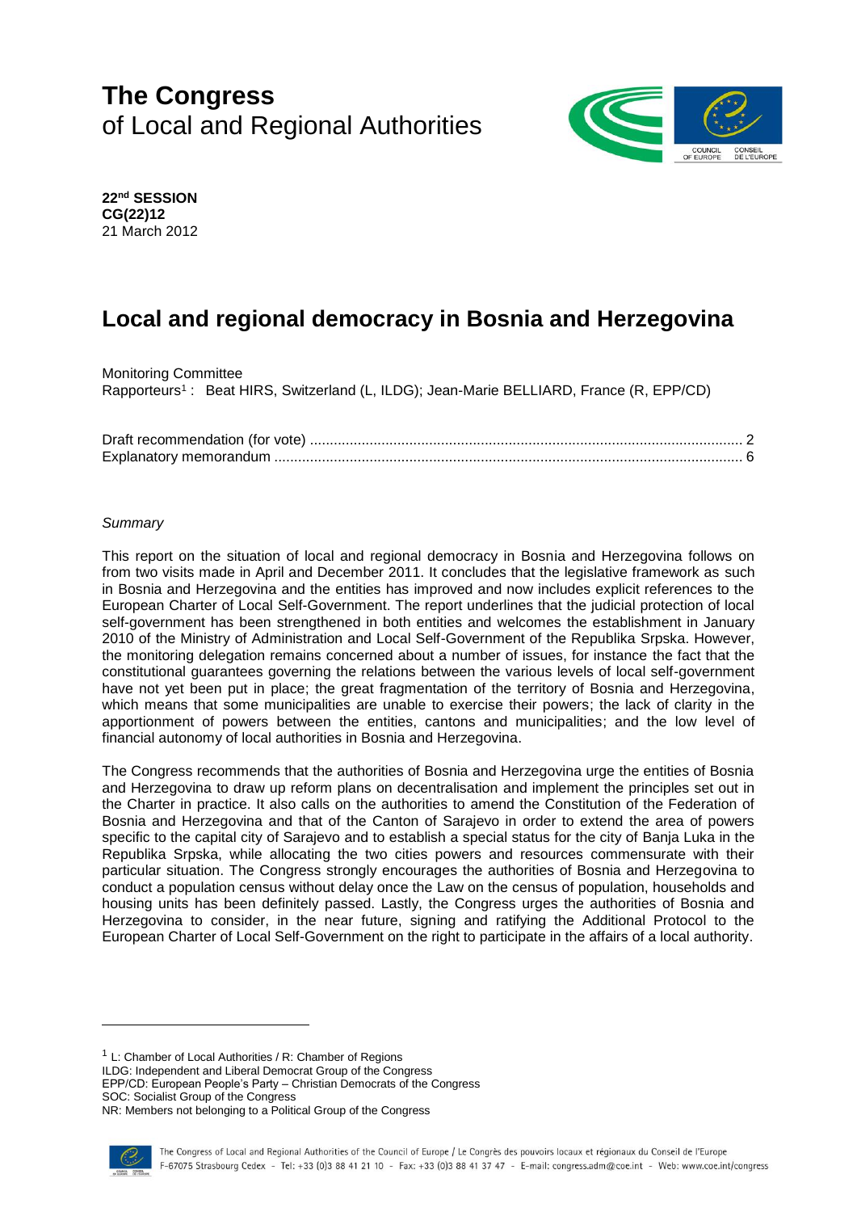# The Congress
of Local and Regional Authorities

**22nd SESSION**
**CG(22)12**
21 March 2012

# Local and regional democracy in Bosnia and Herzegovina

Monitoring Committee
Rapporteurs[1] : Beat HIRS, Switzerland (L, ILDG); Jean-Marie BELLIARD, France (R, EPP/CD)

Draft recommendation (for vote) ........................................................................................................... 2
Explanatory memorandum ..................................................................................................................... 6

*Summary*

This report on the situation of local and regional democracy in Bosnia and Herzegovina follows on from two visits made in April and December 2011. It concludes that the legislative framework as such in Bosnia and Herzegovina and the entities has improved and now includes explicit references to the European Charter of Local Self-Government. The report underlines that the judicial protection of local self-government has been strengthened in both entities and welcomes the establishment in January 2010 of the Ministry of Administration and Local Self-Government of the Republika Srpska. However, the monitoring delegation remains concerned about a number of issues, for instance the fact that the constitutional guarantees governing the relations between the various levels of local self-government have not yet been put in place; the great fragmentation of the territory of Bosnia and Herzegovina, which means that some municipalities are unable to exercise their powers; the lack of clarity in the apportionment of powers between the entities, cantons and municipalities; and the low level of financial autonomy of local authorities in Bosnia and Herzegovina.

The Congress recommends that the authorities of Bosnia and Herzegovina urge the entities of Bosnia and Herzegovina to draw up reform plans on decentralisation and implement the principles set out in the Charter in practice. It also calls on the authorities to amend the Constitution of the Federation of Bosnia and Herzegovina and that of the Canton of Sarajevo in order to extend the area of powers specific to the capital city of Sarajevo and to establish a special status for the city of Banja Luka in the Republika Srpska, while allocating the two cities powers and resources commensurate with their particular situation. The Congress strongly encourages the authorities of Bosnia and Herzegovina to conduct a population census without delay once the Law on the census of population, households and housing units has been definitely passed. Lastly, the Congress urges the authorities of Bosnia and Herzegovina to consider, in the near future, signing and ratifying the Additional Protocol to the European Charter of Local Self-Government on the right to participate in the affairs of a local authority.

---

[1] L: Chamber of Local Authorities / R: Chamber of Regions
ILDG: Independent and Liberal Democrat Group of the Congress
EPP/CD: European People's Party – Christian Democrats of the Congress
SOC: Socialist Group of the Congress
NR: Members not belonging to a Political Group of the Congress

The Congress of Local and Regional Authorities of the Council of Europe / Le Congrès des pouvoirs locaux et régionaux du Conseil de l'Europe
F-67075 Strasbourg Cedex - Tel: +33 (0)3 88 41 21 10 - Fax: +33 (0)3 88 41 37 47 - E-mail: congress.adm@coe.int - Web: www.coe.int/congress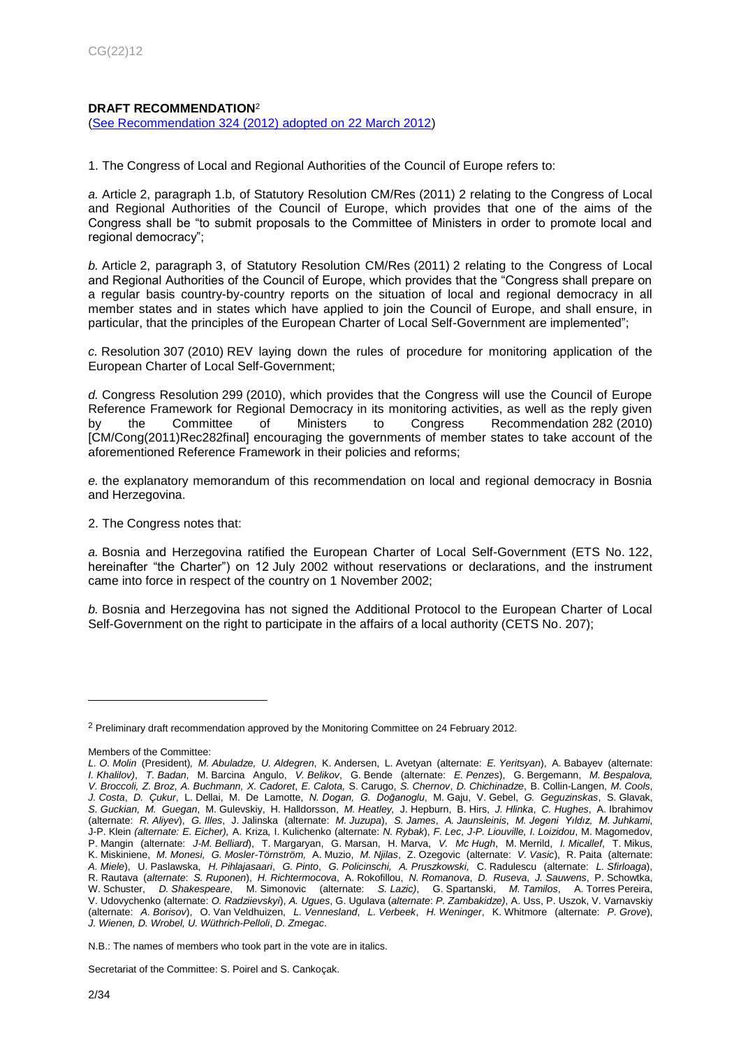**DRAFT RECOMMENDATION**[2]

(See Recommendation 324 (2012) adopted on 22 March 2012)

1. The Congress of Local and Regional Authorities of the Council of Europe refers to:

*a.* Article 2, paragraph 1.b, of Statutory Resolution CM/Res (2011) 2 relating to the Congress of Local and Regional Authorities of the Council of Europe, which provides that one of the aims of the Congress shall be "to submit proposals to the Committee of Ministers in order to promote local and regional democracy";

*b.* Article 2, paragraph 3, of Statutory Resolution CM/Res (2011) 2 relating to the Congress of Local and Regional Authorities of the Council of Europe, which provides that the "Congress shall prepare on a regular basis country-by-country reports on the situation of local and regional democracy in all member states and in states which have applied to join the Council of Europe, and shall ensure, in particular, that the principles of the European Charter of Local Self-Government are implemented";

*c.* Resolution 307 (2010) REV laying down the rules of procedure for monitoring application of the European Charter of Local Self-Government;

*d.* Congress Resolution 299 (2010), which provides that the Congress will use the Council of Europe Reference Framework for Regional Democracy in its monitoring activities, as well as the reply given by the Committee of Ministers to Congress Recommendation 282 (2010) [CM/Cong(2011)Rec282final] encouraging the governments of member states to take account of the aforementioned Reference Framework in their policies and reforms;

*e.* the explanatory memorandum of this recommendation on local and regional democracy in Bosnia and Herzegovina.

2. The Congress notes that:

*a.* Bosnia and Herzegovina ratified the European Charter of Local Self-Government (ETS No. 122, hereinafter "the Charter") on 12 July 2002 without reservations or declarations, and the instrument came into force in respect of the country on 1 November 2002;

*b.* Bosnia and Herzegovina has not signed the Additional Protocol to the European Charter of Local Self-Government on the right to participate in the affairs of a local authority (CETS No. 207);

---

[2] Preliminary draft recommendation approved by the Monitoring Committee on 24 February 2012.

Members of the Committee:

*L. O. Molin* (President)*, M. Abuladze, U. Aldegren*, K. Andersen, L. Avetyan (alternate: *E. Yeritsyan*), A. Babayev (alternate: *I. Khalilov)*, *T. Badan*, M. Barcina Angulo, *V. Belikov*, G. Bende (alternate: *E. Penzes*), G. Bergemann, *M. Bespalova, V. Broccoli, Z. Broz*, *A. Buchmann, X. Cadoret*, *E. Calota,* S. Carugo, *S. Chernov*, *D. Chichinadze*, B. Collin-Langen, *M. Cools*, *J. Costa*, *D. Çukur*, L. Dellai, M. De Lamotte, *N. Dogan, G. Doğanoglu*, M. Gaju, V. Gebel, *G. Geguzinskas*, S. Glavak, *S. Guckian, M. Guegan*, M. Gulevskiy, H. Halldorsson, *M. Heatley,* J. Hepburn, B. Hirs, *J. Hlinka*, *C. Hughes*, A. Ibrahimov (alternate: *R. Aliyev*), *G. Illes*, J. Jalinska (alternate: *M. Juzupa*), *S. James*, *A. Jaunsleinis*, *M. Jegeni Yıldız, M. Juhkami*, J-P. Klein *(alternate: E. Eicher),* A. Kriza*,* I. Kulichenko (alternate: *N. Rybak*), *F. Lec*, *J-P. Liouville, I. Loizidou*, M. Magomedov, P. Mangin (alternate: *J-M. Belliard*), T. Margaryan, G. Marsan, H. Marva, *V. Mc Hugh*, M. Merrild, *I. Micallef*, T. Mikus, K. Miskiniene, *M. Monesi, G. Mosler-Törnström,* A. Muzio, *M. Njilas*, Z. Ozegovic (alternate: *V. Vasic*), R. Paita (alternate: *A. Miele*), U. Paslawska, *H. Pihlajasaari*, *G. Pinto*, *G. Policinschi, A. Pruszkowski,* C. Radulescu (alternate: *L. Sfirloaga*), R. Rautava (*alternate*: *S. Ruponen*), *H. Richtermocova*, A. Rokofillou, *N. Romanova*, *D. Ruseva*, *J. Sauwens*, P. Schowtka, W. Schuster, *D. Shakespeare*, M. Simonovic (alternate: *S. Lazic)*, G. Spartanski, *M. Tamilos*, A. Torres Pereira, V. Udovychenko (alternate: *O. Radziievskyi*), *A. Ugues*, G. Ugulava (*alternate: P. Zambakidze)*, A. Uss, P. Uszok, V. Varnavskiy (alternate: *A. Borisov*), O. Van Veldhuizen, *L. Vennesland*, *L. Verbeek*, *H. Weninger*, K. Whitmore (alternate: *P. Grove*), *J. Wienen, D. Wrobel, U. Wüthrich-Pelloli*, *D. Zmegac*.

N.B.: The names of members who took part in the vote are in italics.

Secretariat of the Committee: S. Poirel and S. Cankoçak.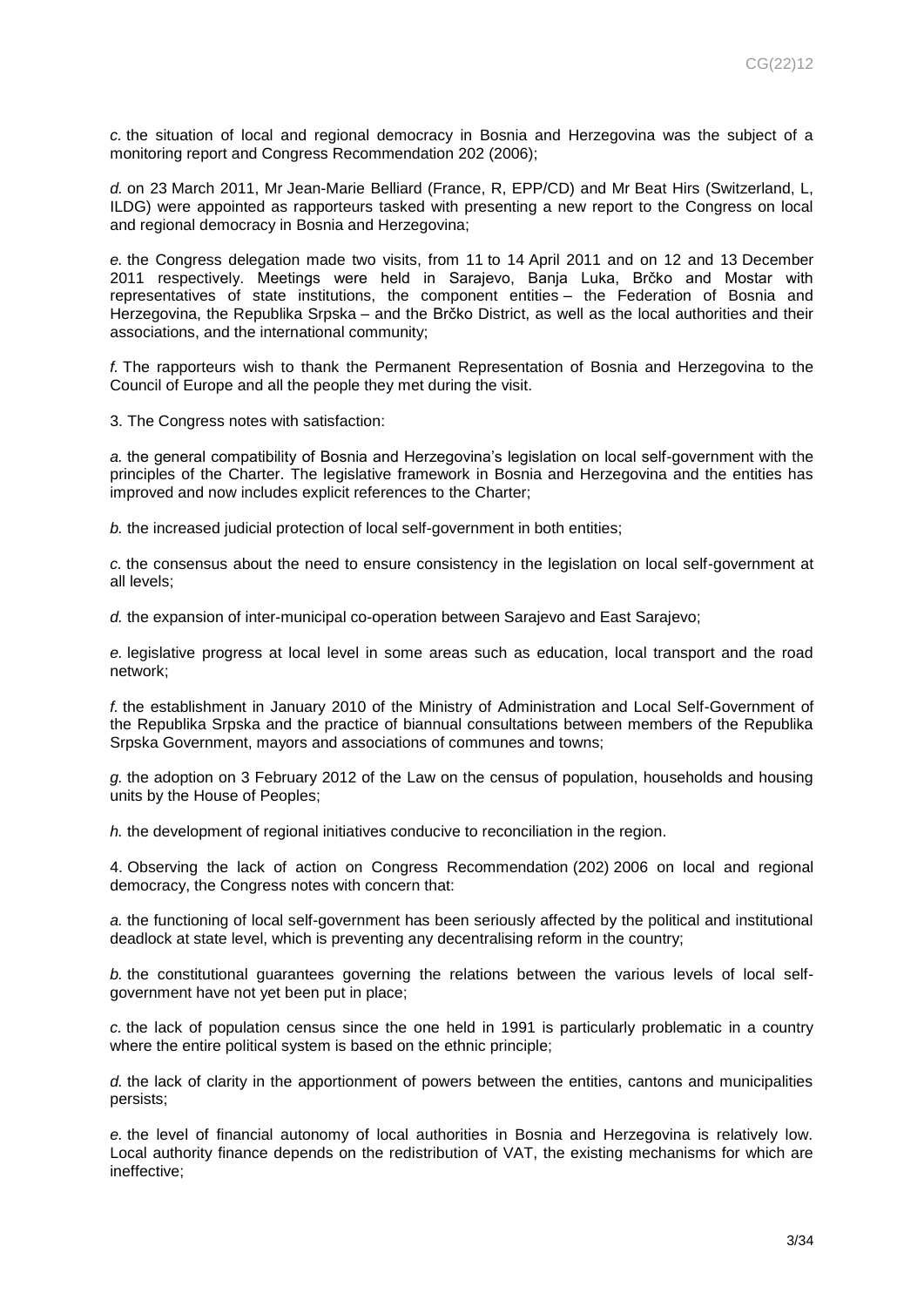*c.* the situation of local and regional democracy in Bosnia and Herzegovina was the subject of a monitoring report and Congress Recommendation 202 (2006);

*d.* on 23 March 2011, Mr Jean-Marie Belliard (France, R, EPP/CD) and Mr Beat Hirs (Switzerland, L, ILDG) were appointed as rapporteurs tasked with presenting a new report to the Congress on local and regional democracy in Bosnia and Herzegovina;

*e.* the Congress delegation made two visits, from 11 to 14 April 2011 and on 12 and 13 December 2011 respectively. Meetings were held in Sarajevo, Banja Luka, Brčko and Mostar with representatives of state institutions, the component entities – the Federation of Bosnia and Herzegovina, the Republika Srpska – and the Brčko District, as well as the local authorities and their associations, and the international community;

*f.* The rapporteurs wish to thank the Permanent Representation of Bosnia and Herzegovina to the Council of Europe and all the people they met during the visit.

3. The Congress notes with satisfaction:

*a.* the general compatibility of Bosnia and Herzegovina's legislation on local self-government with the principles of the Charter. The legislative framework in Bosnia and Herzegovina and the entities has improved and now includes explicit references to the Charter;

*b.* the increased judicial protection of local self-government in both entities;

*c.* the consensus about the need to ensure consistency in the legislation on local self-government at all levels;

*d.* the expansion of inter-municipal co-operation between Sarajevo and East Sarajevo;

*e.* legislative progress at local level in some areas such as education, local transport and the road network;

*f.* the establishment in January 2010 of the Ministry of Administration and Local Self-Government of the Republika Srpska and the practice of biannual consultations between members of the Republika Srpska Government, mayors and associations of communes and towns;

*g.* the adoption on 3 February 2012 of the Law on the census of population, households and housing units by the House of Peoples;

*h.* the development of regional initiatives conducive to reconciliation in the region.

4. Observing the lack of action on Congress Recommendation (202) 2006 on local and regional democracy, the Congress notes with concern that:

*a.* the functioning of local self-government has been seriously affected by the political and institutional deadlock at state level, which is preventing any decentralising reform in the country;

*b.* the constitutional guarantees governing the relations between the various levels of local self-government have not yet been put in place;

*c.* the lack of population census since the one held in 1991 is particularly problematic in a country where the entire political system is based on the ethnic principle;

*d.* the lack of clarity in the apportionment of powers between the entities, cantons and municipalities persists;

*e.* the level of financial autonomy of local authorities in Bosnia and Herzegovina is relatively low. Local authority finance depends on the redistribution of VAT, the existing mechanisms for which are ineffective;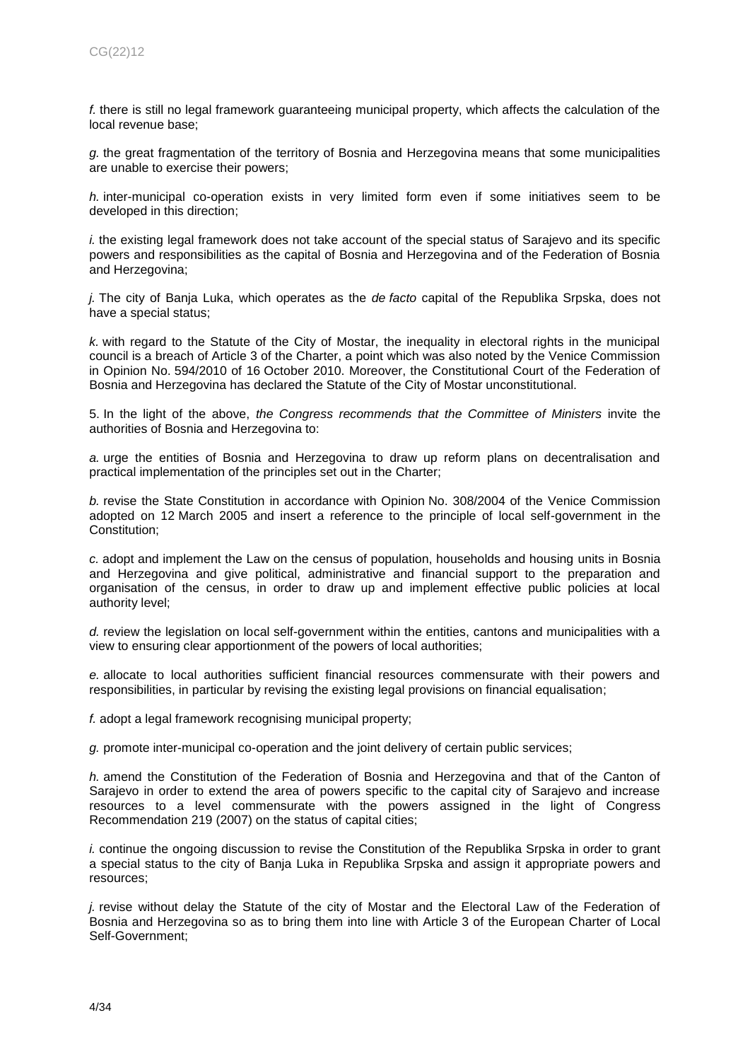*f.* there is still no legal framework guaranteeing municipal property, which affects the calculation of the local revenue base;

*g.* the great fragmentation of the territory of Bosnia and Herzegovina means that some municipalities are unable to exercise their powers;

*h.* inter-municipal co-operation exists in very limited form even if some initiatives seem to be developed in this direction;

*i.* the existing legal framework does not take account of the special status of Sarajevo and its specific powers and responsibilities as the capital of Bosnia and Herzegovina and of the Federation of Bosnia and Herzegovina;

*j.* The city of Banja Luka, which operates as the *de facto* capital of the Republika Srpska, does not have a special status;

*k.* with regard to the Statute of the City of Mostar, the inequality in electoral rights in the municipal council is a breach of Article 3 of the Charter, a point which was also noted by the Venice Commission in Opinion No. 594/2010 of 16 October 2010. Moreover, the Constitutional Court of the Federation of Bosnia and Herzegovina has declared the Statute of the City of Mostar unconstitutional.

5. In the light of the above, *the Congress recommends that the Committee of Ministers* invite the authorities of Bosnia and Herzegovina to:

*a.* urge the entities of Bosnia and Herzegovina to draw up reform plans on decentralisation and practical implementation of the principles set out in the Charter;

*b.* revise the State Constitution in accordance with Opinion No. 308/2004 of the Venice Commission adopted on 12 March 2005 and insert a reference to the principle of local self-government in the Constitution;

*c.* adopt and implement the Law on the census of population, households and housing units in Bosnia and Herzegovina and give political, administrative and financial support to the preparation and organisation of the census, in order to draw up and implement effective public policies at local authority level;

*d.* review the legislation on local self-government within the entities, cantons and municipalities with a view to ensuring clear apportionment of the powers of local authorities;

*e.* allocate to local authorities sufficient financial resources commensurate with their powers and responsibilities, in particular by revising the existing legal provisions on financial equalisation;

*f.* adopt a legal framework recognising municipal property;

*g.* promote inter-municipal co-operation and the joint delivery of certain public services;

*h.* amend the Constitution of the Federation of Bosnia and Herzegovina and that of the Canton of Sarajevo in order to extend the area of powers specific to the capital city of Sarajevo and increase resources to a level commensurate with the powers assigned in the light of Congress Recommendation 219 (2007) on the status of capital cities;

*i.* continue the ongoing discussion to revise the Constitution of the Republika Srpska in order to grant a special status to the city of Banja Luka in Republika Srpska and assign it appropriate powers and resources;

*j.* revise without delay the Statute of the city of Mostar and the Electoral Law of the Federation of Bosnia and Herzegovina so as to bring them into line with Article 3 of the European Charter of Local Self-Government;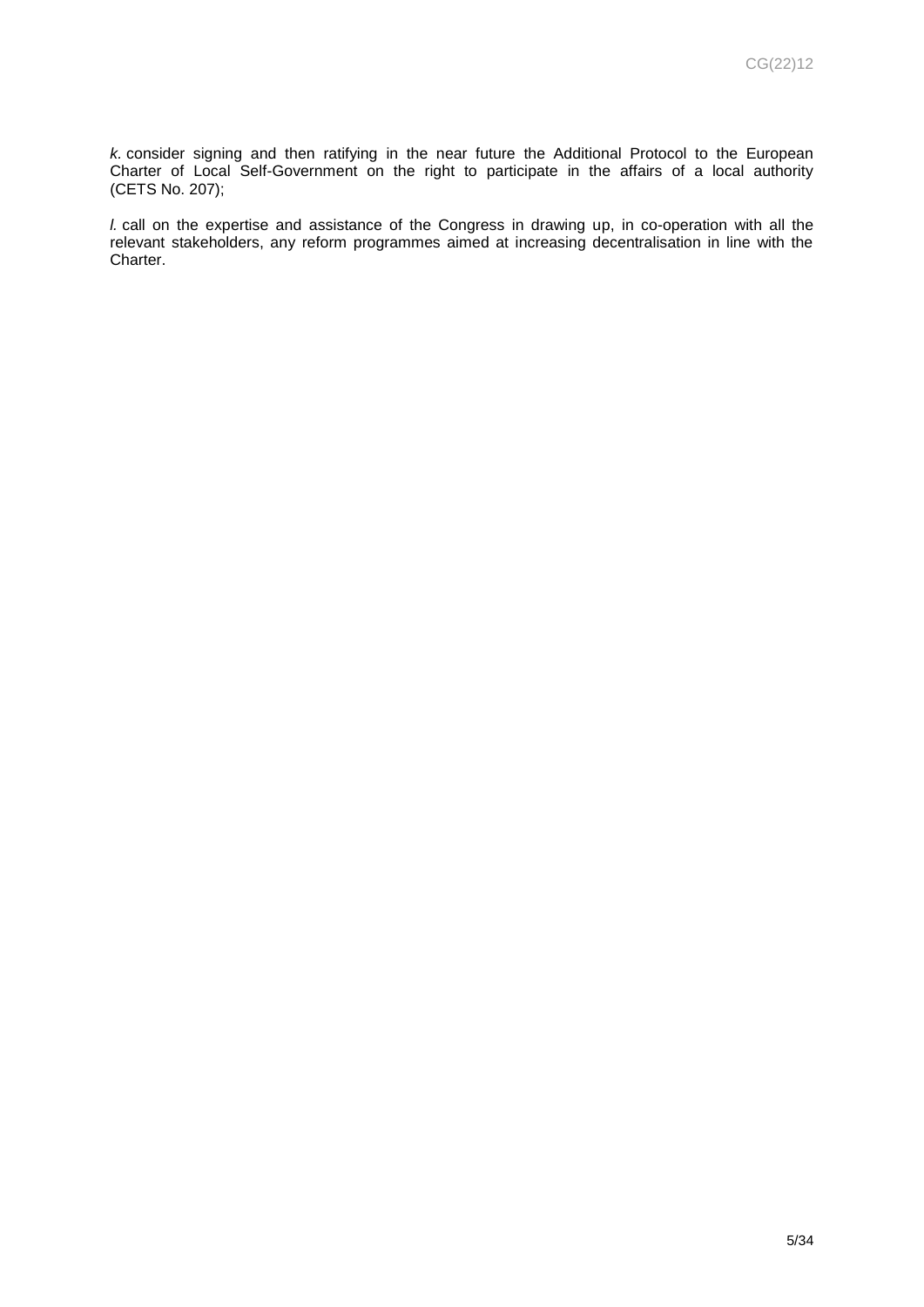*k.* consider signing and then ratifying in the near future the Additional Protocol to the European Charter of Local Self-Government on the right to participate in the affairs of a local authority (CETS No. 207);

*l.* call on the expertise and assistance of the Congress in drawing up, in co-operation with all the relevant stakeholders, any reform programmes aimed at increasing decentralisation in line with the Charter.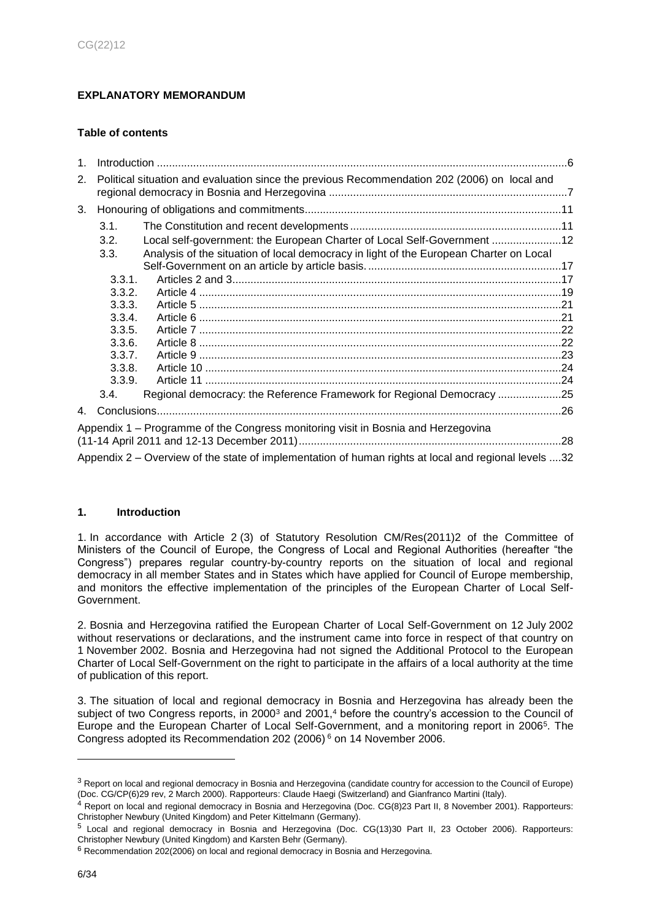**EXPLANATORY MEMORANDUM**

**Table of contents**

1. Introduction ......................................................................................................................................6
2. Political situation and evaluation since the previous Recommendation 202 (2006) on local and regional democracy in Bosnia and Herzegovina ...............................................................................7
3. Honouring of obligations and commitments....................................................................................11
   - 3.1. The Constitution and recent developments.....................................................................11
   - 3.2. Local self-government: the European Charter of Local Self-Government .......................12
   - 3.3. Analysis of the situation of local democracy in light of the European Charter on Local Self-Government on an article by article basis. ................................................................17
     - 3.3.1. Articles 2 and 3............................................................................................................17
     - 3.3.2. Article 4 .......................................................................................................................19
     - 3.3.3. Article 5 .......................................................................................................................21
     - 3.3.4. Article 6 .......................................................................................................................21
     - 3.3.5. Article 7 .......................................................................................................................22
     - 3.3.6. Article 8 .......................................................................................................................22
     - 3.3.7. Article 9 .......................................................................................................................23
     - 3.3.8. Article 10 .....................................................................................................................24
     - 3.3.9. Article 11 .....................................................................................................................24
   - 3.4. Regional democracy: the Reference Framework for Regional Democracy .....................25
4. Conclusions.....................................................................................................................................26

Appendix 1 – Programme of the Congress monitoring visit in Bosnia and Herzegovina (11-14 April 2011 and 12-13 December 2011).......................................................................................28

Appendix 2 – Overview of the state of implementation of human rights at local and regional levels ....32

## 1. Introduction

1. In accordance with Article 2 (3) of Statutory Resolution CM/Res(2011)2 of the Committee of Ministers of the Council of Europe, the Congress of Local and Regional Authorities (hereafter "the Congress") prepares regular country-by-country reports on the situation of local and regional democracy in all member States and in States which have applied for Council of Europe membership, and monitors the effective implementation of the principles of the European Charter of Local Self-Government.

2. Bosnia and Herzegovina ratified the European Charter of Local Self-Government on 12 July 2002 without reservations or declarations, and the instrument came into force in respect of that country on 1 November 2002. Bosnia and Herzegovina had not signed the Additional Protocol to the European Charter of Local Self-Government on the right to participate in the affairs of a local authority at the time of publication of this report.

3. The situation of local and regional democracy in Bosnia and Herzegovina has already been the subject of two Congress reports, in 2000[3] and 2001,[4] before the country's accession to the Council of Europe and the European Charter of Local Self-Government, and a monitoring report in 2006[5]. The Congress adopted its Recommendation 202 (2006)[6] on 14 November 2006.

---

[3] Report on local and regional democracy in Bosnia and Herzegovina (candidate country for accession to the Council of Europe) (Doc. CG/CP(6)29 rev, 2 March 2000). Rapporteurs: Claude Haegi (Switzerland) and Gianfranco Martini (Italy).

[4] Report on local and regional democracy in Bosnia and Herzegovina (Doc. CG(8)23 Part II, 8 November 2001). Rapporteurs: Christopher Newbury (United Kingdom) and Peter Kittelmann (Germany).

[5] Local and regional democracy in Bosnia and Herzegovina (Doc. CG(13)30 Part II, 23 October 2006). Rapporteurs: Christopher Newbury (United Kingdom) and Karsten Behr (Germany).

[6] Recommendation 202(2006) on local and regional democracy in Bosnia and Herzegovina.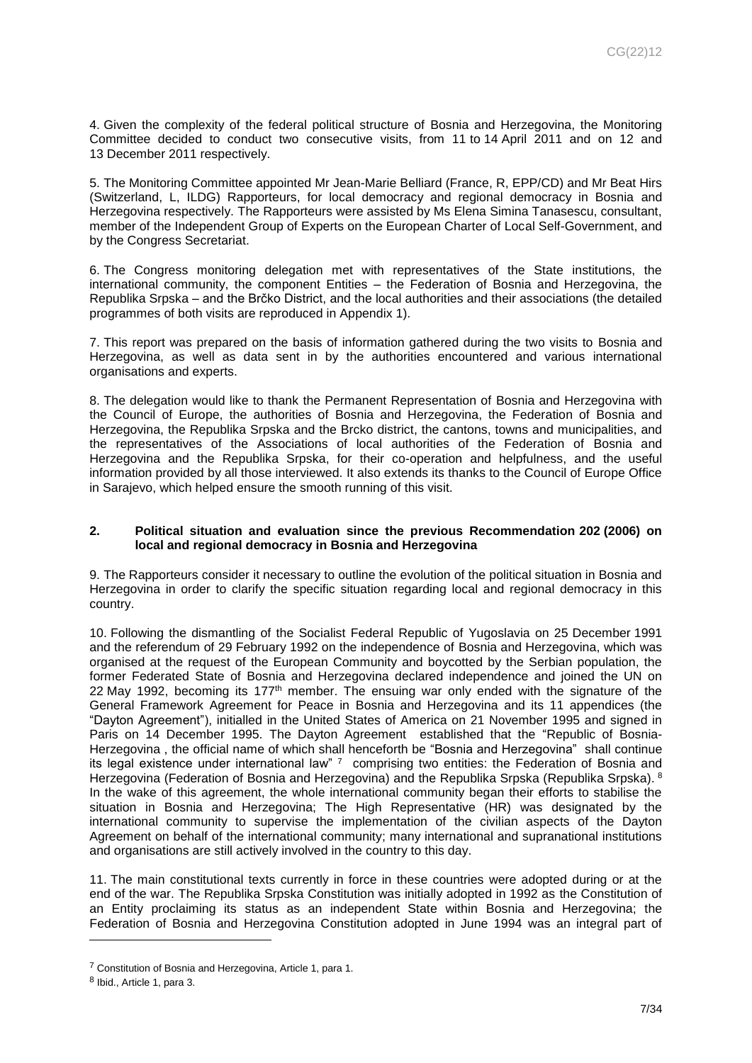4. Given the complexity of the federal political structure of Bosnia and Herzegovina, the Monitoring Committee decided to conduct two consecutive visits, from 11 to 14 April 2011 and on 12 and 13 December 2011 respectively.

5. The Monitoring Committee appointed Mr Jean-Marie Belliard (France, R, EPP/CD) and Mr Beat Hirs (Switzerland, L, ILDG) Rapporteurs, for local democracy and regional democracy in Bosnia and Herzegovina respectively. The Rapporteurs were assisted by Ms Elena Simina Tanasescu, consultant, member of the Independent Group of Experts on the European Charter of Local Self-Government, and by the Congress Secretariat.

6. The Congress monitoring delegation met with representatives of the State institutions, the international community, the component Entities – the Federation of Bosnia and Herzegovina, the Republika Srpska – and the Brčko District, and the local authorities and their associations (the detailed programmes of both visits are reproduced in Appendix 1).

7. This report was prepared on the basis of information gathered during the two visits to Bosnia and Herzegovina, as well as data sent in by the authorities encountered and various international organisations and experts.

8. The delegation would like to thank the Permanent Representation of Bosnia and Herzegovina with the Council of Europe, the authorities of Bosnia and Herzegovina, the Federation of Bosnia and Herzegovina, the Republika Srpska and the Brcko district, the cantons, towns and municipalities, and the representatives of the Associations of local authorities of the Federation of Bosnia and Herzegovina and the Republika Srpska, for their co-operation and helpfulness, and the useful information provided by all those interviewed. It also extends its thanks to the Council of Europe Office in Sarajevo, which helped ensure the smooth running of this visit.

## 2. Political situation and evaluation since the previous Recommendation 202 (2006) on local and regional democracy in Bosnia and Herzegovina

9. The Rapporteurs consider it necessary to outline the evolution of the political situation in Bosnia and Herzegovina in order to clarify the specific situation regarding local and regional democracy in this country.

10. Following the dismantling of the Socialist Federal Republic of Yugoslavia on 25 December 1991 and the referendum of 29 February 1992 on the independence of Bosnia and Herzegovina, which was organised at the request of the European Community and boycotted by the Serbian population, the former Federated State of Bosnia and Herzegovina declared independence and joined the UN on 22 May 1992, becoming its 177th member. The ensuing war only ended with the signature of the General Framework Agreement for Peace in Bosnia and Herzegovina and its 11 appendices (the "Dayton Agreement"), initialled in the United States of America on 21 November 1995 and signed in Paris on 14 December 1995. The Dayton Agreement established that the "Republic of Bosnia-Herzegovina , the official name of which shall henceforth be "Bosnia and Herzegovina" shall continue its legal existence under international law" [7] comprising two entities: the Federation of Bosnia and Herzegovina (Federation of Bosnia and Herzegovina) and the Republika Srpska (Republika Srpska). [8] In the wake of this agreement, the whole international community began their efforts to stabilise the situation in Bosnia and Herzegovina; The High Representative (HR) was designated by the international community to supervise the implementation of the civilian aspects of the Dayton Agreement on behalf of the international community; many international and supranational institutions and organisations are still actively involved in the country to this day.

11. The main constitutional texts currently in force in these countries were adopted during or at the end of the war. The Republika Srpska Constitution was initially adopted in 1992 as the Constitution of an Entity proclaiming its status as an independent State within Bosnia and Herzegovina; the Federation of Bosnia and Herzegovina Constitution adopted in June 1994 was an integral part of

---

[7] Constitution of Bosnia and Herzegovina, Article 1, para 1.

[8] Ibid., Article 1, para 3.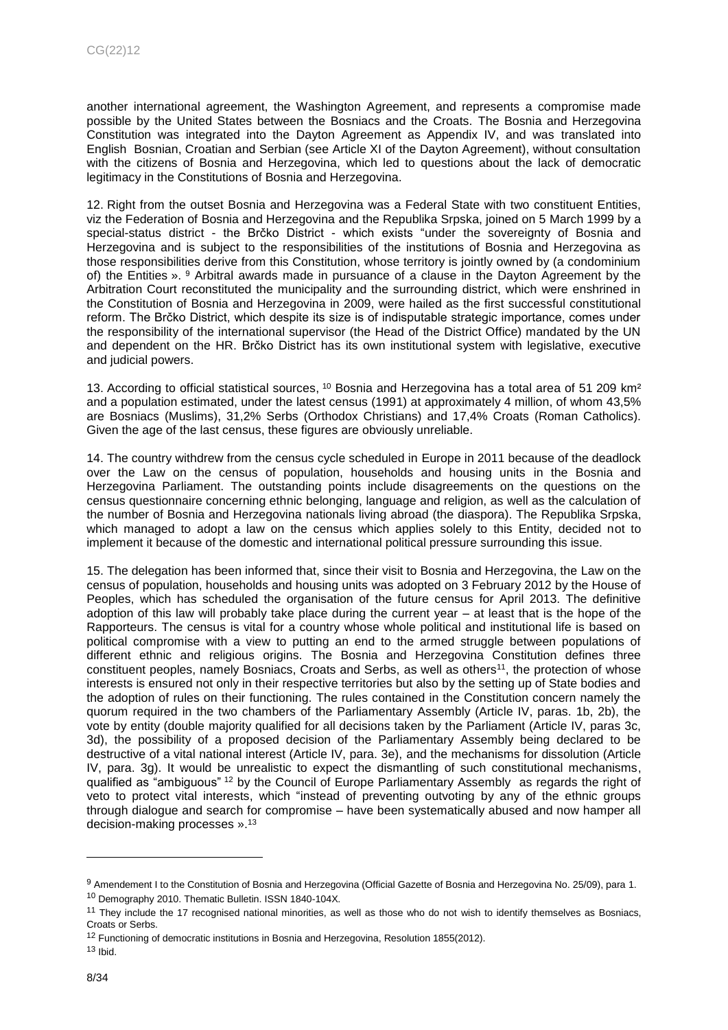another international agreement, the Washington Agreement, and represents a compromise made possible by the United States between the Bosniacs and the Croats. The Bosnia and Herzegovina Constitution was integrated into the Dayton Agreement as Appendix IV, and was translated into English Bosnian, Croatian and Serbian (see Article XI of the Dayton Agreement), without consultation with the citizens of Bosnia and Herzegovina, which led to questions about the lack of democratic legitimacy in the Constitutions of Bosnia and Herzegovina.

12. Right from the outset Bosnia and Herzegovina was a Federal State with two constituent Entities, viz the Federation of Bosnia and Herzegovina and the Republika Srpska, joined on 5 March 1999 by a special-status district - the Brčko District - which exists "under the sovereignty of Bosnia and Herzegovina and is subject to the responsibilities of the institutions of Bosnia and Herzegovina as those responsibilities derive from this Constitution, whose territory is jointly owned by (a condominium of) the Entities ».[9] Arbitral awards made in pursuance of a clause in the Dayton Agreement by the Arbitration Court reconstituted the municipality and the surrounding district, which were enshrined in the Constitution of Bosnia and Herzegovina in 2009, were hailed as the first successful constitutional reform. The Brčko District, which despite its size is of indisputable strategic importance, comes under the responsibility of the international supervisor (the Head of the District Office) mandated by the UN and dependent on the HR. Brčko District has its own institutional system with legislative, executive and judicial powers.

13. According to official statistical sources,[10] Bosnia and Herzegovina has a total area of 51 209 km² and a population estimated, under the latest census (1991) at approximately 4 million, of whom 43,5% are Bosniacs (Muslims), 31,2% Serbs (Orthodox Christians) and 17,4% Croats (Roman Catholics). Given the age of the last census, these figures are obviously unreliable.

14. The country withdrew from the census cycle scheduled in Europe in 2011 because of the deadlock over the Law on the census of population, households and housing units in the Bosnia and Herzegovina Parliament. The outstanding points include disagreements on the questions on the census questionnaire concerning ethnic belonging, language and religion, as well as the calculation of the number of Bosnia and Herzegovina nationals living abroad (the diaspora). The Republika Srpska, which managed to adopt a law on the census which applies solely to this Entity, decided not to implement it because of the domestic and international political pressure surrounding this issue.

15. The delegation has been informed that, since their visit to Bosnia and Herzegovina, the Law on the census of population, households and housing units was adopted on 3 February 2012 by the House of Peoples, which has scheduled the organisation of the future census for April 2013. The definitive adoption of this law will probably take place during the current year – at least that is the hope of the Rapporteurs. The census is vital for a country whose whole political and institutional life is based on political compromise with a view to putting an end to the armed struggle between populations of different ethnic and religious origins. The Bosnia and Herzegovina Constitution defines three constituent peoples, namely Bosniacs, Croats and Serbs, as well as others[11], the protection of whose interests is ensured not only in their respective territories but also by the setting up of State bodies and the adoption of rules on their functioning. The rules contained in the Constitution concern namely the quorum required in the two chambers of the Parliamentary Assembly (Article IV, paras. 1b, 2b), the vote by entity (double majority qualified for all decisions taken by the Parliament (Article IV, paras 3c, 3d), the possibility of a proposed decision of the Parliamentary Assembly being declared to be destructive of a vital national interest (Article IV, para. 3e), and the mechanisms for dissolution (Article IV, para. 3g). It would be unrealistic to expect the dismantling of such constitutional mechanisms, qualified as "ambiguous"[12] by the Council of Europe Parliamentary Assembly as regards the right of veto to protect vital interests, which "instead of preventing outvoting by any of the ethnic groups through dialogue and search for compromise – have been systematically abused and now hamper all decision-making processes ».[13]

---

[9] Amendement I to the Constitution of Bosnia and Herzegovina (Official Gazette of Bosnia and Herzegovina No. 25/09), para 1.

[10] Demography 2010. Thematic Bulletin. ISSN 1840-104X.

[11] They include the 17 recognised national minorities, as well as those who do not wish to identify themselves as Bosniacs, Croats or Serbs.

[12] Functioning of democratic institutions in Bosnia and Herzegovina, Resolution 1855(2012).

[13] Ibid.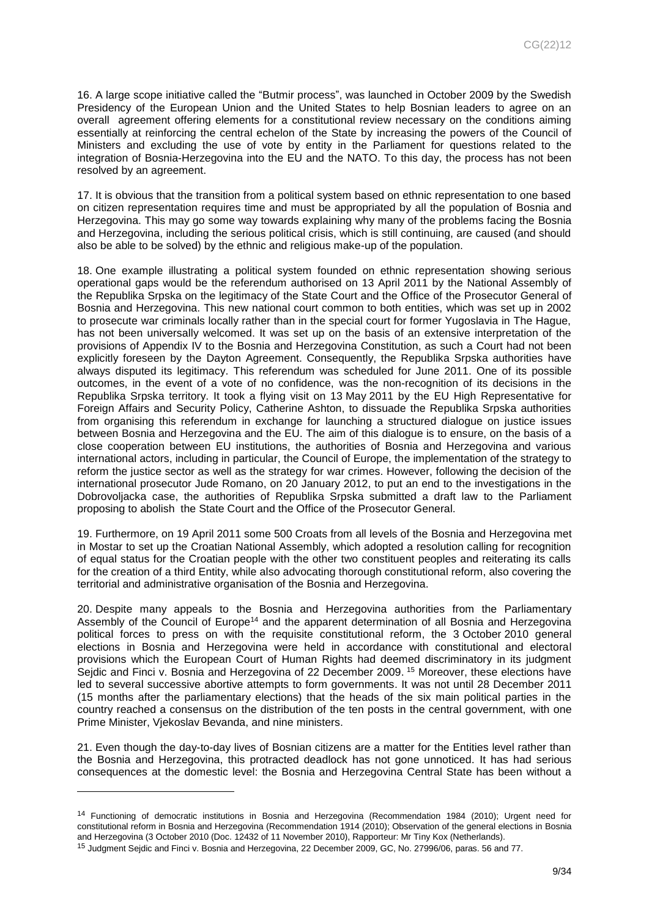16. A large scope initiative called the "Butmir process", was launched in October 2009 by the Swedish Presidency of the European Union and the United States to help Bosnian leaders to agree on an overall agreement offering elements for a constitutional review necessary on the conditions aiming essentially at reinforcing the central echelon of the State by increasing the powers of the Council of Ministers and excluding the use of vote by entity in the Parliament for questions related to the integration of Bosnia-Herzegovina into the EU and the NATO. To this day, the process has not been resolved by an agreement.

17. It is obvious that the transition from a political system based on ethnic representation to one based on citizen representation requires time and must be appropriated by all the population of Bosnia and Herzegovina. This may go some way towards explaining why many of the problems facing the Bosnia and Herzegovina, including the serious political crisis, which is still continuing, are caused (and should also be able to be solved) by the ethnic and religious make-up of the population.

18. One example illustrating a political system founded on ethnic representation showing serious operational gaps would be the referendum authorised on 13 April 2011 by the National Assembly of the Republika Srpska on the legitimacy of the State Court and the Office of the Prosecutor General of Bosnia and Herzegovina. This new national court common to both entities, which was set up in 2002 to prosecute war criminals locally rather than in the special court for former Yugoslavia in The Hague, has not been universally welcomed. It was set up on the basis of an extensive interpretation of the provisions of Appendix IV to the Bosnia and Herzegovina Constitution, as such a Court had not been explicitly foreseen by the Dayton Agreement. Consequently, the Republika Srpska authorities have always disputed its legitimacy. This referendum was scheduled for June 2011. One of its possible outcomes, in the event of a vote of no confidence, was the non-recognition of its decisions in the Republika Srpska territory. It took a flying visit on 13 May 2011 by the EU High Representative for Foreign Affairs and Security Policy, Catherine Ashton, to dissuade the Republika Srpska authorities from organising this referendum in exchange for launching a structured dialogue on justice issues between Bosnia and Herzegovina and the EU. The aim of this dialogue is to ensure, on the basis of a close cooperation between EU institutions, the authorities of Bosnia and Herzegovina and various international actors, including in particular, the Council of Europe, the implementation of the strategy to reform the justice sector as well as the strategy for war crimes. However, following the decision of the international prosecutor Jude Romano, on 20 January 2012, to put an end to the investigations in the Dobrovoljacka case, the authorities of Republika Srpska submitted a draft law to the Parliament proposing to abolish the State Court and the Office of the Prosecutor General.

19. Furthermore, on 19 April 2011 some 500 Croats from all levels of the Bosnia and Herzegovina met in Mostar to set up the Croatian National Assembly, which adopted a resolution calling for recognition of equal status for the Croatian people with the other two constituent peoples and reiterating its calls for the creation of a third Entity, while also advocating thorough constitutional reform, also covering the territorial and administrative organisation of the Bosnia and Herzegovina.

20. Despite many appeals to the Bosnia and Herzegovina authorities from the Parliamentary Assembly of the Council of Europe[14] and the apparent determination of all Bosnia and Herzegovina political forces to press on with the requisite constitutional reform, the 3 October 2010 general elections in Bosnia and Herzegovina were held in accordance with constitutional and electoral provisions which the European Court of Human Rights had deemed discriminatory in its judgment Sejdic and Finci v. Bosnia and Herzegovina of 22 December 2009. [15] Moreover, these elections have led to several successive abortive attempts to form governments. It was not until 28 December 2011 (15 months after the parliamentary elections) that the heads of the six main political parties in the country reached a consensus on the distribution of the ten posts in the central government, with one Prime Minister, Vjekoslav Bevanda, and nine ministers.

21. Even though the day-to-day lives of Bosnian citizens are a matter for the Entities level rather than the Bosnia and Herzegovina, this protracted deadlock has not gone unnoticed. It has had serious consequences at the domestic level: the Bosnia and Herzegovina Central State has been without a

---

[14] Functioning of democratic institutions in Bosnia and Herzegovina (Recommendation 1984 (2010); Urgent need for constitutional reform in Bosnia and Herzegovina (Recommendation 1914 (2010); Observation of the general elections in Bosnia and Herzegovina (3 October 2010 (Doc. 12432 of 11 November 2010), Rapporteur: Mr Tiny Kox (Netherlands).

[15] Judgment Sejdic and Finci v. Bosnia and Herzegovina, 22 December 2009, GC, No. 27996/06, paras. 56 and 77.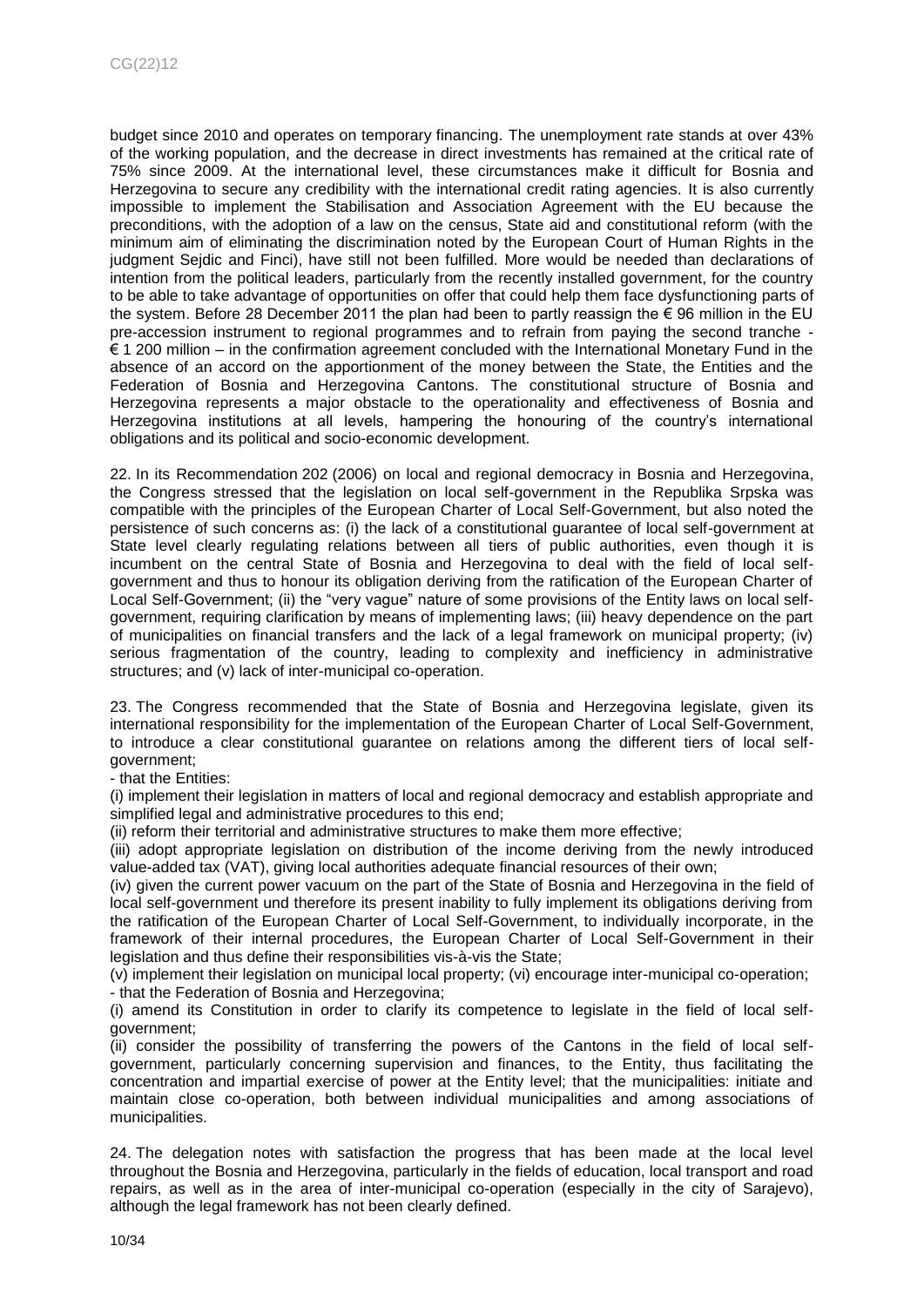budget since 2010 and operates on temporary financing. The unemployment rate stands at over 43% of the working population, and the decrease in direct investments has remained at the critical rate of 75% since 2009. At the international level, these circumstances make it difficult for Bosnia and Herzegovina to secure any credibility with the international credit rating agencies. It is also currently impossible to implement the Stabilisation and Association Agreement with the EU because the preconditions, with the adoption of a law on the census, State aid and constitutional reform (with the minimum aim of eliminating the discrimination noted by the European Court of Human Rights in the judgment Sejdic and Finci), have still not been fulfilled. More would be needed than declarations of intention from the political leaders, particularly from the recently installed government, for the country to be able to take advantage of opportunities on offer that could help them face dysfunctioning parts of the system. Before 28 December 2011 the plan had been to partly reassign the € 96 million in the EU pre-accession instrument to regional programmes and to refrain from paying the second tranche - € 1 200 million – in the confirmation agreement concluded with the International Monetary Fund in the absence of an accord on the apportionment of the money between the State, the Entities and the Federation of Bosnia and Herzegovina Cantons. The constitutional structure of Bosnia and Herzegovina represents a major obstacle to the operationality and effectiveness of Bosnia and Herzegovina institutions at all levels, hampering the honouring of the country's international obligations and its political and socio-economic development.

22. In its Recommendation 202 (2006) on local and regional democracy in Bosnia and Herzegovina, the Congress stressed that the legislation on local self-government in the Republika Srpska was compatible with the principles of the European Charter of Local Self-Government, but also noted the persistence of such concerns as: (i) the lack of a constitutional guarantee of local self-government at State level clearly regulating relations between all tiers of public authorities, even though it is incumbent on the central State of Bosnia and Herzegovina to deal with the field of local self-government and thus to honour its obligation deriving from the ratification of the European Charter of Local Self-Government; (ii) the "very vague" nature of some provisions of the Entity laws on local self-government, requiring clarification by means of implementing laws; (iii) heavy dependence on the part of municipalities on financial transfers and the lack of a legal framework on municipal property; (iv) serious fragmentation of the country, leading to complexity and inefficiency in administrative structures; and (v) lack of inter-municipal co-operation.

23. The Congress recommended that the State of Bosnia and Herzegovina legislate, given its international responsibility for the implementation of the European Charter of Local Self-Government, to introduce a clear constitutional guarantee on relations among the different tiers of local self-government;

- that the Entities:

(i) implement their legislation in matters of local and regional democracy and establish appropriate and simplified legal and administrative procedures to this end;

(ii) reform their territorial and administrative structures to make them more effective;

(iii) adopt appropriate legislation on distribution of the income deriving from the newly introduced value-added tax (VAT), giving local authorities adequate financial resources of their own;

(iv) given the current power vacuum on the part of the State of Bosnia and Herzegovina in the field of local self-government und therefore its present inability to fully implement its obligations deriving from the ratification of the European Charter of Local Self-Government, to individually incorporate, in the framework of their internal procedures, the European Charter of Local Self-Government in their legislation and thus define their responsibilities vis-à-vis the State;

(v) implement their legislation on municipal local property; (vi) encourage inter-municipal co-operation;

- that the Federation of Bosnia and Herzegovina;

(i) amend its Constitution in order to clarify its competence to legislate in the field of local self-government;

(ii) consider the possibility of transferring the powers of the Cantons in the field of local self-government, particularly concerning supervision and finances, to the Entity, thus facilitating the concentration and impartial exercise of power at the Entity level; that the municipalities: initiate and maintain close co-operation, both between individual municipalities and among associations of municipalities.

24. The delegation notes with satisfaction the progress that has been made at the local level throughout the Bosnia and Herzegovina, particularly in the fields of education, local transport and road repairs, as well as in the area of inter-municipal co-operation (especially in the city of Sarajevo), although the legal framework has not been clearly defined.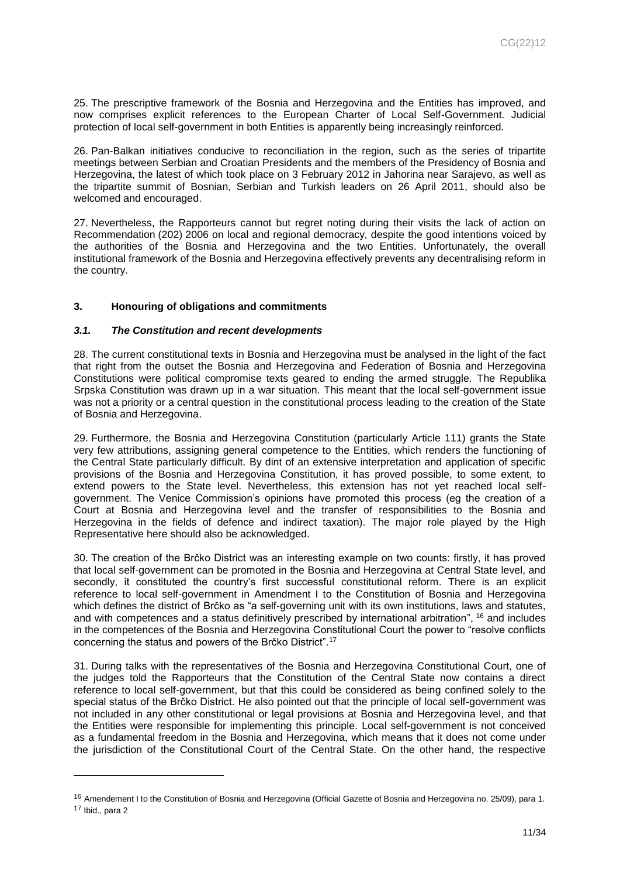25. The prescriptive framework of the Bosnia and Herzegovina and the Entities has improved, and now comprises explicit references to the European Charter of Local Self-Government. Judicial protection of local self-government in both Entities is apparently being increasingly reinforced.

26. Pan-Balkan initiatives conducive to reconciliation in the region, such as the series of tripartite meetings between Serbian and Croatian Presidents and the members of the Presidency of Bosnia and Herzegovina, the latest of which took place on 3 February 2012 in Jahorina near Sarajevo, as well as the tripartite summit of Bosnian, Serbian and Turkish leaders on 26 April 2011, should also be welcomed and encouraged.

27. Nevertheless, the Rapporteurs cannot but regret noting during their visits the lack of action on Recommendation (202) 2006 on local and regional democracy, despite the good intentions voiced by the authorities of the Bosnia and Herzegovina and the two Entities. Unfortunately, the overall institutional framework of the Bosnia and Herzegovina effectively prevents any decentralising reform in the country.

## 3. Honouring of obligations and commitments

### *3.1. The Constitution and recent developments*

28. The current constitutional texts in Bosnia and Herzegovina must be analysed in the light of the fact that right from the outset the Bosnia and Herzegovina and Federation of Bosnia and Herzegovina Constitutions were political compromise texts geared to ending the armed struggle. The Republika Srpska Constitution was drawn up in a war situation. This meant that the local self-government issue was not a priority or a central question in the constitutional process leading to the creation of the State of Bosnia and Herzegovina.

29. Furthermore, the Bosnia and Herzegovina Constitution (particularly Article 111) grants the State very few attributions, assigning general competence to the Entities, which renders the functioning of the Central State particularly difficult. By dint of an extensive interpretation and application of specific provisions of the Bosnia and Herzegovina Constitution, it has proved possible, to some extent, to extend powers to the State level. Nevertheless, this extension has not yet reached local self-government. The Venice Commission's opinions have promoted this process (eg the creation of a Court at Bosnia and Herzegovina level and the transfer of responsibilities to the Bosnia and Herzegovina in the fields of defence and indirect taxation). The major role played by the High Representative here should also be acknowledged.

30. The creation of the Brčko District was an interesting example on two counts: firstly, it has proved that local self-government can be promoted in the Bosnia and Herzegovina at Central State level, and secondly, it constituted the country's first successful constitutional reform. There is an explicit reference to local self-government in Amendment I to the Constitution of Bosnia and Herzegovina which defines the district of Brčko as "a self-governing unit with its own institutions, laws and statutes, and with competences and a status definitively prescribed by international arbitration", [16] and includes in the competences of the Bosnia and Herzegovina Constitutional Court the power to "resolve conflicts concerning the status and powers of the Brčko District".[17]

31. During talks with the representatives of the Bosnia and Herzegovina Constitutional Court, one of the judges told the Rapporteurs that the Constitution of the Central State now contains a direct reference to local self-government, but that this could be considered as being confined solely to the special status of the Brčko District. He also pointed out that the principle of local self-government was not included in any other constitutional or legal provisions at Bosnia and Herzegovina level, and that the Entities were responsible for implementing this principle. Local self-government is not conceived as a fundamental freedom in the Bosnia and Herzegovina, which means that it does not come under the jurisdiction of the Constitutional Court of the Central State. On the other hand, the respective

---

[16] Amendement I to the Constitution of Bosnia and Herzegovina (Official Gazette of Bosnia and Herzegovina no. 25/09), para 1.

[17] Ibid., para 2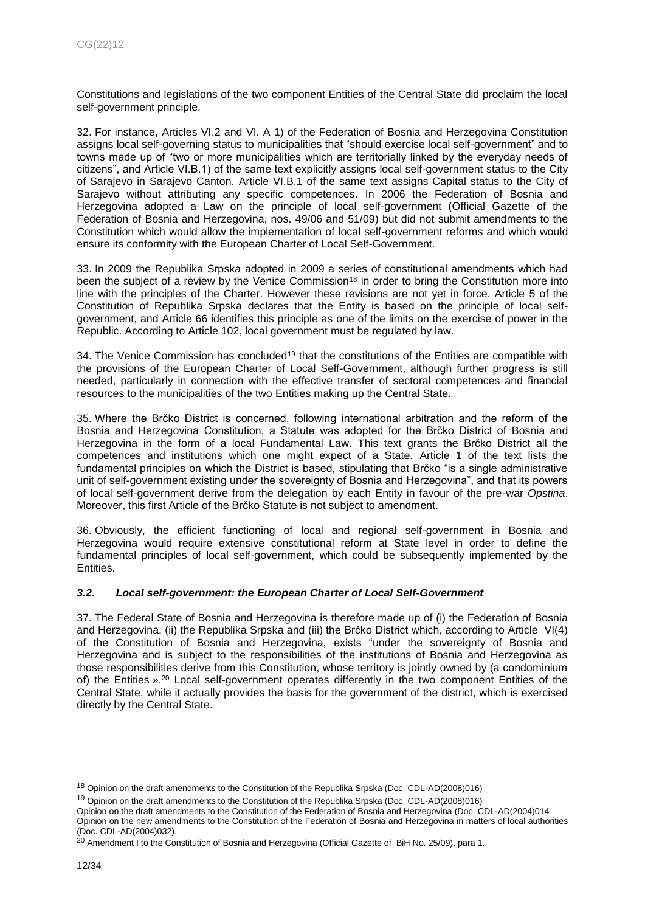Constitutions and legislations of the two component Entities of the Central State did proclaim the local self-government principle.

32. For instance, Articles VI.2 and VI. A 1) of the Federation of Bosnia and Herzegovina Constitution assigns local self-governing status to municipalities that "should exercise local self-government" and to towns made up of "two or more municipalities which are territorially linked by the everyday needs of citizens", and Article VI.B.1) of the same text explicitly assigns local self-government status to the City of Sarajevo in Sarajevo Canton. Article VI.B.1 of the same text assigns Capital status to the City of Sarajevo without attributing any specific competences. In 2006 the Federation of Bosnia and Herzegovina adopted a Law on the principle of local self-government (Official Gazette of the Federation of Bosnia and Herzegovina, nos. 49/06 and 51/09) but did not submit amendments to the Constitution which would allow the implementation of local self-government reforms and which would ensure its conformity with the European Charter of Local Self-Government.

33. In 2009 the Republika Srpska adopted in 2009 a series of constitutional amendments which had been the subject of a review by the Venice Commission[18] in order to bring the Constitution more into line with the principles of the Charter. However these revisions are not yet in force. Article 5 of the Constitution of Republika Srpska declares that the Entity is based on the principle of local self-government, and Article 66 identifies this principle as one of the limits on the exercise of power in the Republic. According to Article 102, local government must be regulated by law.

34. The Venice Commission has concluded[19] that the constitutions of the Entities are compatible with the provisions of the European Charter of Local Self-Government, although further progress is still needed, particularly in connection with the effective transfer of sectoral competences and financial resources to the municipalities of the two Entities making up the Central State.

35. Where the Brčko District is concerned, following international arbitration and the reform of the Bosnia and Herzegovina Constitution, a Statute was adopted for the Brčko District of Bosnia and Herzegovina in the form of a local Fundamental Law. This text grants the Brčko District all the competences and institutions which one might expect of a State. Article 1 of the text lists the fundamental principles on which the District is based, stipulating that Brčko "is a single administrative unit of self-government existing under the sovereignty of Bosnia and Herzegovina", and that its powers of local self-government derive from the delegation by each Entity in favour of the pre-war *Opstina*. Moreover, this first Article of the Brčko Statute is not subject to amendment.

36. Obviously, the efficient functioning of local and regional self-government in Bosnia and Herzegovina would require extensive constitutional reform at State level in order to define the fundamental principles of local self-government, which could be subsequently implemented by the Entities.

### *3.2. Local self-government: the European Charter of Local Self-Government*

37. The Federal State of Bosnia and Herzegovina is therefore made up of (i) the Federation of Bosnia and Herzegovina, (ii) the Republika Srpska and (iii) the Brčko District which, according to Article VI(4) of the Constitution of Bosnia and Herzegovina, exists "under the sovereignty of Bosnia and Herzegovina and is subject to the responsibilities of the institutions of Bosnia and Herzegovina as those responsibilities derive from this Constitution, whose territory is jointly owned by (a condominium of) the Entities ».[20] Local self-government operates differently in the two component Entities of the Central State, while it actually provides the basis for the government of the district, which is exercised directly by the Central State.

---

[18] Opinion on the draft amendments to the Constitution of the Republika Srpska (Doc. CDL-AD(2008)016)

[19] Opinion on the draft amendments to the Constitution of the Republika Srpska (Doc. CDL-AD(2008)016)
Opinion on the draft amendments to the Constitution of the Federation of Bosnia and Herzegovina (Doc. CDL-AD(2004)014
Opinion on the new amendments to the Constitution of the Federation of Bosnia and Herzegovina in matters of local authorities (Doc. CDL-AD(2004)032).

[20] Amendment I to the Constitution of Bosnia and Herzegovina (Official Gazette of BiH No. 25/09), para 1.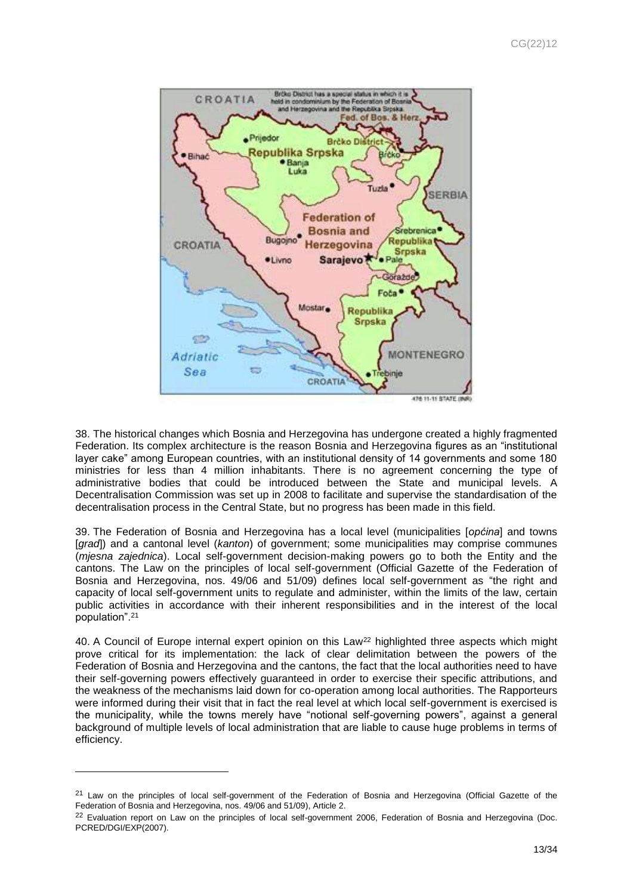38. The historical changes which Bosnia and Herzegovina has undergone created a highly fragmented Federation. Its complex architecture is the reason Bosnia and Herzegovina figures as an "institutional layer cake" among European countries, with an institutional density of 14 governments and some 180 ministries for less than 4 million inhabitants. There is no agreement concerning the type of administrative bodies that could be introduced between the State and municipal levels. A Decentralisation Commission was set up in 2008 to facilitate and supervise the standardisation of the decentralisation process in the Central State, but no progress has been made in this field.

39. The Federation of Bosnia and Herzegovina has a local level (municipalities [*općina*] and towns [*grad*]) and a cantonal level (*kanton*) of government; some municipalities may comprise communes (*mjesna zajednica*). Local self-government decision-making powers go to both the Entity and the cantons. The Law on the principles of local self-government (Official Gazette of the Federation of Bosnia and Herzegovina, nos. 49/06 and 51/09) defines local self-government as "the right and capacity of local self-government units to regulate and administer, within the limits of the law, certain public activities in accordance with their inherent responsibilities and in the interest of the local population".[21]

40. A Council of Europe internal expert opinion on this Law[22] highlighted three aspects which might prove critical for its implementation: the lack of clear delimitation between the powers of the Federation of Bosnia and Herzegovina and the cantons, the fact that the local authorities need to have their self-governing powers effectively guaranteed in order to exercise their specific attributions, and the weakness of the mechanisms laid down for co-operation among local authorities. The Rapporteurs were informed during their visit that in fact the real level at which local self-government is exercised is the municipality, while the towns merely have "notional self-governing powers", against a general background of multiple levels of local administration that are liable to cause huge problems in terms of efficiency.

---

[21] Law on the principles of local self-government of the Federation of Bosnia and Herzegovina (Official Gazette of the Federation of Bosnia and Herzegovina, nos. 49/06 and 51/09), Article 2.

[22] Evaluation report on Law on the principles of local self-government 2006, Federation of Bosnia and Herzegovina (Doc. PCRED/DGI/EXP(2007).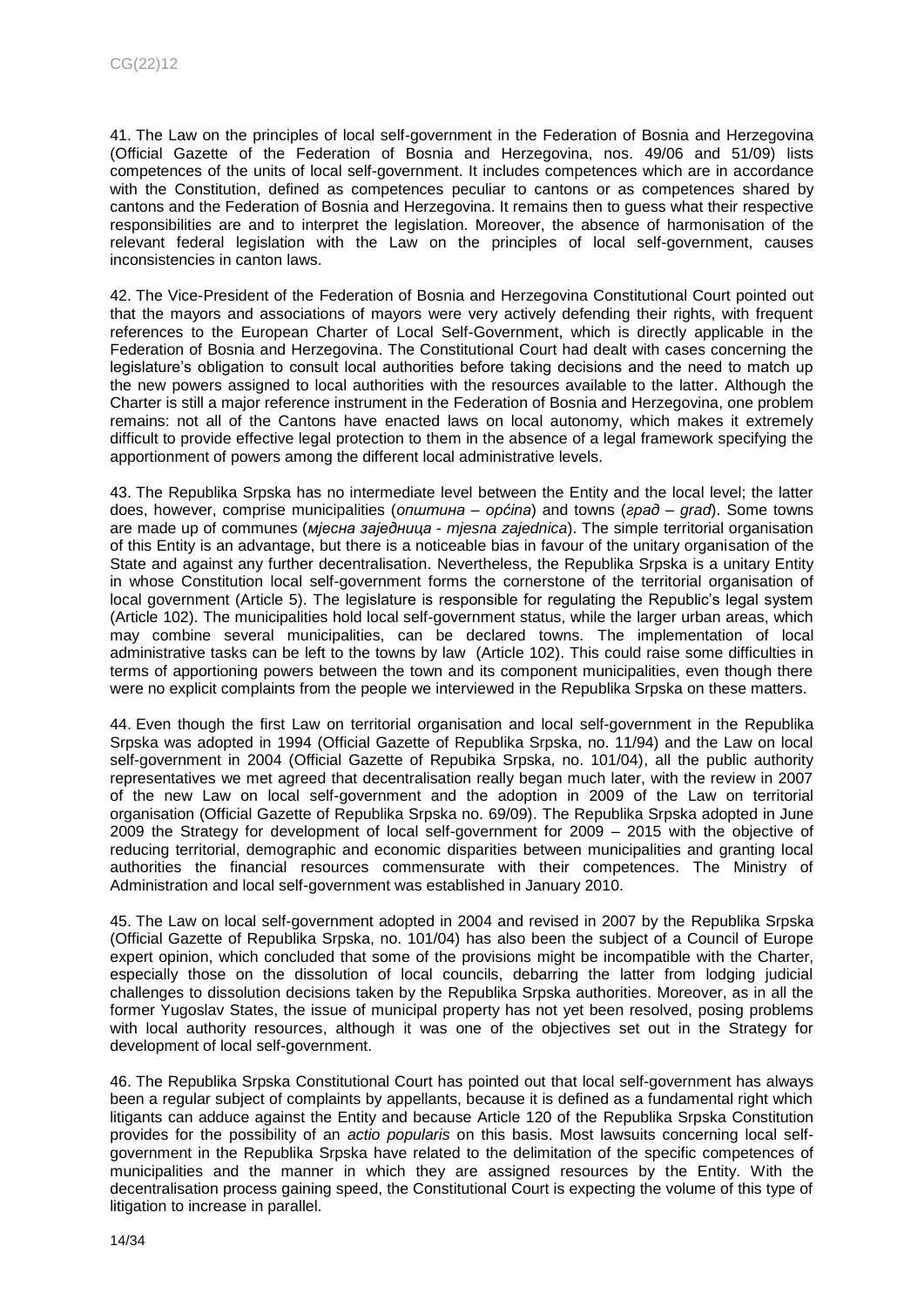41. The Law on the principles of local self-government in the Federation of Bosnia and Herzegovina (Official Gazette of the Federation of Bosnia and Herzegovina, nos. 49/06 and 51/09) lists competences of the units of local self-government. It includes competences which are in accordance with the Constitution, defined as competences peculiar to cantons or as competences shared by cantons and the Federation of Bosnia and Herzegovina. It remains then to guess what their respective responsibilities are and to interpret the legislation. Moreover, the absence of harmonisation of the relevant federal legislation with the Law on the principles of local self-government, causes inconsistencies in canton laws.

42. The Vice-President of the Federation of Bosnia and Herzegovina Constitutional Court pointed out that the mayors and associations of mayors were very actively defending their rights, with frequent references to the European Charter of Local Self-Government, which is directly applicable in the Federation of Bosnia and Herzegovina. The Constitutional Court had dealt with cases concerning the legislature's obligation to consult local authorities before taking decisions and the need to match up the new powers assigned to local authorities with the resources available to the latter. Although the Charter is still a major reference instrument in the Federation of Bosnia and Herzegovina, one problem remains: not all of the Cantons have enacted laws on local autonomy, which makes it extremely difficult to provide effective legal protection to them in the absence of a legal framework specifying the apportionment of powers among the different local administrative levels.

43. The Republika Srpska has no intermediate level between the Entity and the local level; the latter does, however, comprise municipalities (*општина – općina*) and towns (*град – grad*). Some towns are made up of communes (*мјесна заједница - mjesna zajednica*). The simple territorial organisation of this Entity is an advantage, but there is a noticeable bias in favour of the unitary organisation of the State and against any further decentralisation. Nevertheless, the Republika Srpska is a unitary Entity in whose Constitution local self-government forms the cornerstone of the territorial organisation of local government (Article 5). The legislature is responsible for regulating the Republic's legal system (Article 102). The municipalities hold local self-government status, while the larger urban areas, which may combine several municipalities, can be declared towns. The implementation of local administrative tasks can be left to the towns by law (Article 102). This could raise some difficulties in terms of apportioning powers between the town and its component municipalities, even though there were no explicit complaints from the people we interviewed in the Republika Srpska on these matters.

44. Even though the first Law on territorial organisation and local self-government in the Republika Srpska was adopted in 1994 (Official Gazette of Republika Srpska, no. 11/94) and the Law on local self-government in 2004 (Official Gazette of Repubika Srpska, no. 101/04), all the public authority representatives we met agreed that decentralisation really began much later, with the review in 2007 of the new Law on local self-government and the adoption in 2009 of the Law on territorial organisation (Official Gazette of Republika Srpska no. 69/09). The Republika Srpska adopted in June 2009 the Strategy for development of local self-government for 2009 – 2015 with the objective of reducing territorial, demographic and economic disparities between municipalities and granting local authorities the financial resources commensurate with their competences. The Ministry of Administration and local self-government was established in January 2010.

45. The Law on local self-government adopted in 2004 and revised in 2007 by the Republika Srpska (Official Gazette of Republika Srpska, no. 101/04) has also been the subject of a Council of Europe expert opinion, which concluded that some of the provisions might be incompatible with the Charter, especially those on the dissolution of local councils, debarring the latter from lodging judicial challenges to dissolution decisions taken by the Republika Srpska authorities. Moreover, as in all the former Yugoslav States, the issue of municipal property has not yet been resolved, posing problems with local authority resources, although it was one of the objectives set out in the Strategy for development of local self-government.

46. The Republika Srpska Constitutional Court has pointed out that local self-government has always been a regular subject of complaints by appellants, because it is defined as a fundamental right which litigants can adduce against the Entity and because Article 120 of the Republika Srpska Constitution provides for the possibility of an *actio popularis* on this basis. Most lawsuits concerning local self-government in the Republika Srpska have related to the delimitation of the specific competences of municipalities and the manner in which they are assigned resources by the Entity. With the decentralisation process gaining speed, the Constitutional Court is expecting the volume of this type of litigation to increase in parallel.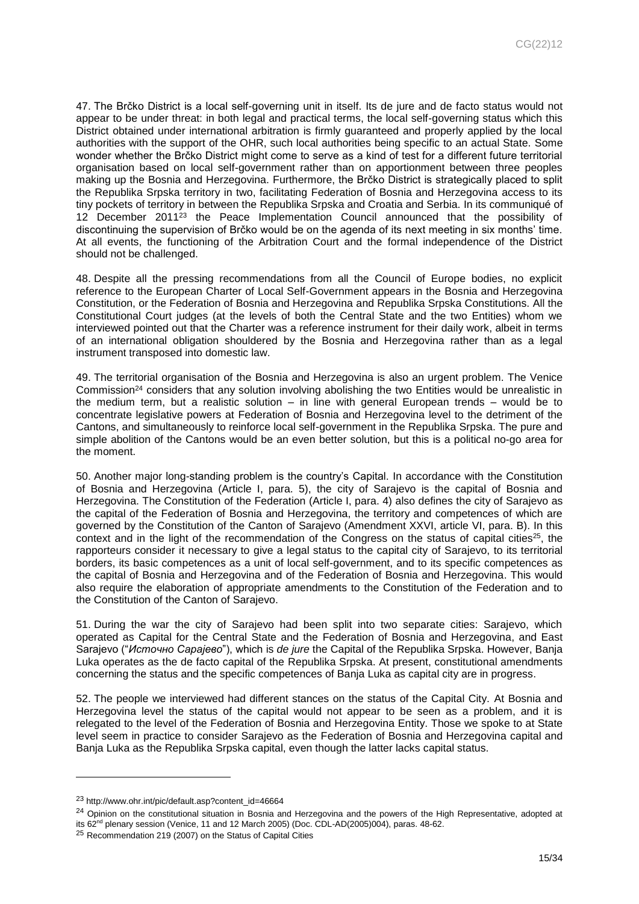47. The Brčko District is a local self-governing unit in itself. Its de jure and de facto status would not appear to be under threat: in both legal and practical terms, the local self-governing status which this District obtained under international arbitration is firmly guaranteed and properly applied by the local authorities with the support of the OHR, such local authorities being specific to an actual State. Some wonder whether the Brčko District might come to serve as a kind of test for a different future territorial organisation based on local self-government rather than on apportionment between three peoples making up the Bosnia and Herzegovina. Furthermore, the Brčko District is strategically placed to split the Republika Srpska territory in two, facilitating Federation of Bosnia and Herzegovina access to its tiny pockets of territory in between the Republika Srpska and Croatia and Serbia. In its communiqué of 12 December 2011[23] the Peace Implementation Council announced that the possibility of discontinuing the supervision of Brčko would be on the agenda of its next meeting in six months' time. At all events, the functioning of the Arbitration Court and the formal independence of the District should not be challenged.

48. Despite all the pressing recommendations from all the Council of Europe bodies, no explicit reference to the European Charter of Local Self-Government appears in the Bosnia and Herzegovina Constitution, or the Federation of Bosnia and Herzegovina and Republika Srpska Constitutions. All the Constitutional Court judges (at the levels of both the Central State and the two Entities) whom we interviewed pointed out that the Charter was a reference instrument for their daily work, albeit in terms of an international obligation shouldered by the Bosnia and Herzegovina rather than as a legal instrument transposed into domestic law.

49. The territorial organisation of the Bosnia and Herzegovina is also an urgent problem. The Venice Commission[24] considers that any solution involving abolishing the two Entities would be unrealistic in the medium term, but a realistic solution – in line with general European trends – would be to concentrate legislative powers at Federation of Bosnia and Herzegovina level to the detriment of the Cantons, and simultaneously to reinforce local self-government in the Republika Srpska. The pure and simple abolition of the Cantons would be an even better solution, but this is a political no-go area for the moment.

50. Another major long-standing problem is the country's Capital. In accordance with the Constitution of Bosnia and Herzegovina (Article I, para. 5), the city of Sarajevo is the capital of Bosnia and Herzegovina. The Constitution of the Federation (Article I, para. 4) also defines the city of Sarajevo as the capital of the Federation of Bosnia and Herzegovina, the territory and competences of which are governed by the Constitution of the Canton of Sarajevo (Amendment XXVI, article VI, para. B). In this context and in the light of the recommendation of the Congress on the status of capital cities[25], the rapporteurs consider it necessary to give a legal status to the capital city of Sarajevo, to its territorial borders, its basic competences as a unit of local self-government, and to its specific competences as the capital of Bosnia and Herzegovina and of the Federation of Bosnia and Herzegovina. This would also require the elaboration of appropriate amendments to the Constitution of the Federation and to the Constitution of the Canton of Sarajevo.

51. During the war the city of Sarajevo had been split into two separate cities: Sarajevo, which operated as Capital for the Central State and the Federation of Bosnia and Herzegovina, and East Sarajevo ("*Источно Сарајево*"), which is *de jure* the Capital of the Republika Srpska. However, Banja Luka operates as the de facto capital of the Republika Srpska. At present, constitutional amendments concerning the status and the specific competences of Banja Luka as capital city are in progress.

52. The people we interviewed had different stances on the status of the Capital City. At Bosnia and Herzegovina level the status of the capital would not appear to be seen as a problem, and it is relegated to the level of the Federation of Bosnia and Herzegovina Entity. Those we spoke to at State level seem in practice to consider Sarajevo as the Federation of Bosnia and Herzegovina capital and Banja Luka as the Republika Srpska capital, even though the latter lacks capital status.

---

[23] http://www.ohr.int/pic/default.asp?content_id=46664

[24] Opinion on the constitutional situation in Bosnia and Herzegovina and the powers of the High Representative, adopted at its 62nd plenary session (Venice, 11 and 12 March 2005) (Doc. CDL-AD(2005)004), paras. 48-62.

[25] Recommendation 219 (2007) on the Status of Capital Cities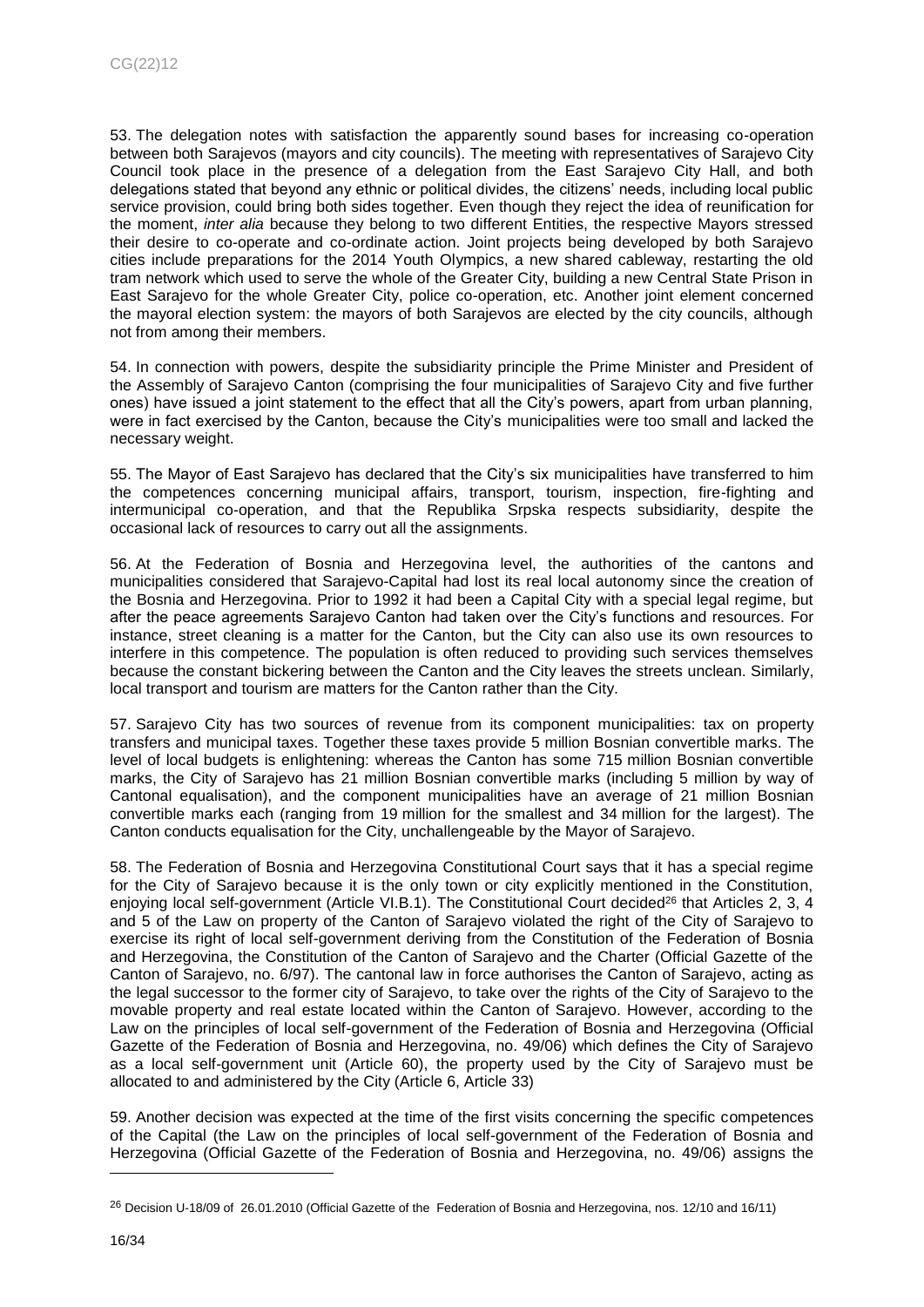53. The delegation notes with satisfaction the apparently sound bases for increasing co-operation between both Sarajevos (mayors and city councils). The meeting with representatives of Sarajevo City Council took place in the presence of a delegation from the East Sarajevo City Hall, and both delegations stated that beyond any ethnic or political divides, the citizens' needs, including local public service provision, could bring both sides together. Even though they reject the idea of reunification for the moment, *inter alia* because they belong to two different Entities, the respective Mayors stressed their desire to co-operate and co-ordinate action. Joint projects being developed by both Sarajevo cities include preparations for the 2014 Youth Olympics, a new shared cableway, restarting the old tram network which used to serve the whole of the Greater City, building a new Central State Prison in East Sarajevo for the whole Greater City, police co-operation, etc. Another joint element concerned the mayoral election system: the mayors of both Sarajevos are elected by the city councils, although not from among their members.

54. In connection with powers, despite the subsidiarity principle the Prime Minister and President of the Assembly of Sarajevo Canton (comprising the four municipalities of Sarajevo City and five further ones) have issued a joint statement to the effect that all the City's powers, apart from urban planning, were in fact exercised by the Canton, because the City's municipalities were too small and lacked the necessary weight.

55. The Mayor of East Sarajevo has declared that the City's six municipalities have transferred to him the competences concerning municipal affairs, transport, tourism, inspection, fire-fighting and intermunicipal co-operation, and that the Republika Srpska respects subsidiarity, despite the occasional lack of resources to carry out all the assignments.

56. At the Federation of Bosnia and Herzegovina level, the authorities of the cantons and municipalities considered that Sarajevo-Capital had lost its real local autonomy since the creation of the Bosnia and Herzegovina. Prior to 1992 it had been a Capital City with a special legal regime, but after the peace agreements Sarajevo Canton had taken over the City's functions and resources. For instance, street cleaning is a matter for the Canton, but the City can also use its own resources to interfere in this competence. The population is often reduced to providing such services themselves because the constant bickering between the Canton and the City leaves the streets unclean. Similarly, local transport and tourism are matters for the Canton rather than the City.

57. Sarajevo City has two sources of revenue from its component municipalities: tax on property transfers and municipal taxes. Together these taxes provide 5 million Bosnian convertible marks. The level of local budgets is enlightening: whereas the Canton has some 715 million Bosnian convertible marks, the City of Sarajevo has 21 million Bosnian convertible marks (including 5 million by way of Cantonal equalisation), and the component municipalities have an average of 21 million Bosnian convertible marks each (ranging from 19 million for the smallest and 34 million for the largest). The Canton conducts equalisation for the City, unchallengeable by the Mayor of Sarajevo.

58. The Federation of Bosnia and Herzegovina Constitutional Court says that it has a special regime for the City of Sarajevo because it is the only town or city explicitly mentioned in the Constitution, enjoying local self-government (Article VI.B.1). The Constitutional Court decided[26] that Articles 2, 3, 4 and 5 of the Law on property of the Canton of Sarajevo violated the right of the City of Sarajevo to exercise its right of local self-government deriving from the Constitution of the Federation of Bosnia and Herzegovina, the Constitution of the Canton of Sarajevo and the Charter (Official Gazette of the Canton of Sarajevo, no. 6/97). The cantonal law in force authorises the Canton of Sarajevo, acting as the legal successor to the former city of Sarajevo, to take over the rights of the City of Sarajevo to the movable property and real estate located within the Canton of Sarajevo. However, according to the Law on the principles of local self-government of the Federation of Bosnia and Herzegovina (Official Gazette of the Federation of Bosnia and Herzegovina, no. 49/06) which defines the City of Sarajevo as a local self-government unit (Article 60), the property used by the City of Sarajevo must be allocated to and administered by the City (Article 6, Article 33)

59. Another decision was expected at the time of the first visits concerning the specific competences of the Capital (the Law on the principles of local self-government of the Federation of Bosnia and Herzegovina (Official Gazette of the Federation of Bosnia and Herzegovina, no. 49/06) assigns the

[26] Decision U-18/09 of 26.01.2010 (Official Gazette of the Federation of Bosnia and Herzegovina, nos. 12/10 and 16/11)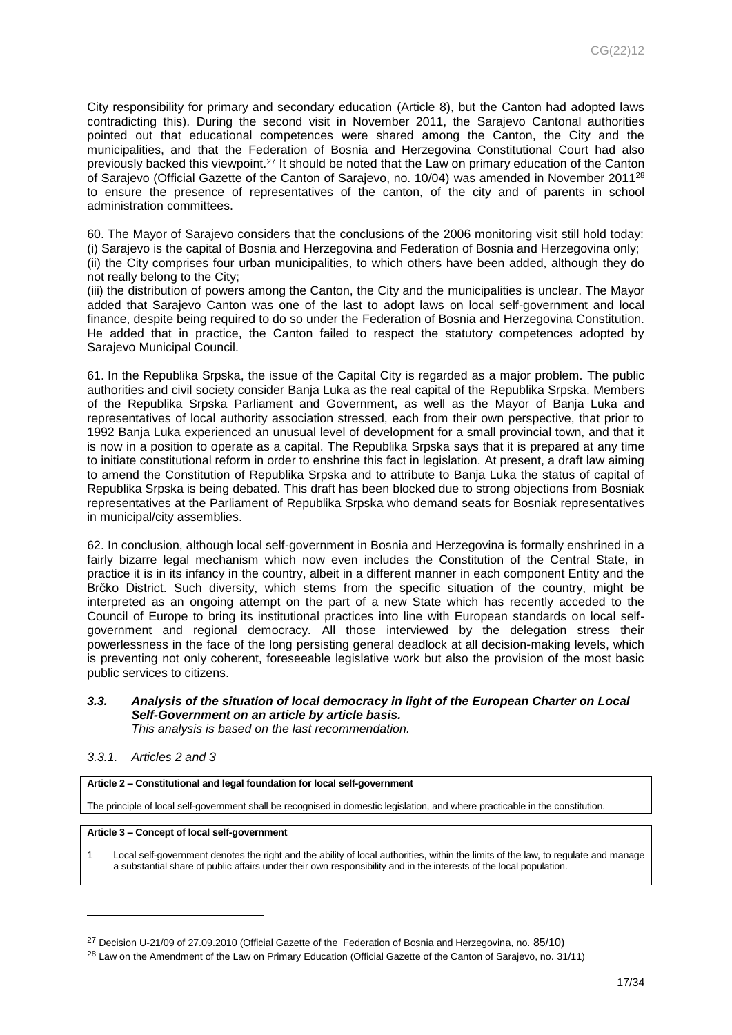City responsibility for primary and secondary education (Article 8), but the Canton had adopted laws contradicting this). During the second visit in November 2011, the Sarajevo Cantonal authorities pointed out that educational competences were shared among the Canton, the City and the municipalities, and that the Federation of Bosnia and Herzegovina Constitutional Court had also previously backed this viewpoint.[27] It should be noted that the Law on primary education of the Canton of Sarajevo (Official Gazette of the Canton of Sarajevo, no. 10/04) was amended in November 2011[28] to ensure the presence of representatives of the canton, of the city and of parents in school administration committees.

60. The Mayor of Sarajevo considers that the conclusions of the 2006 monitoring visit still hold today:
(i) Sarajevo is the capital of Bosnia and Herzegovina and Federation of Bosnia and Herzegovina only;
(ii) the City comprises four urban municipalities, to which others have been added, although they do not really belong to the City;
(iii) the distribution of powers among the Canton, the City and the municipalities is unclear. The Mayor added that Sarajevo Canton was one of the last to adopt laws on local self-government and local finance, despite being required to do so under the Federation of Bosnia and Herzegovina Constitution. He added that in practice, the Canton failed to respect the statutory competences adopted by Sarajevo Municipal Council.

61. In the Republika Srpska, the issue of the Capital City is regarded as a major problem. The public authorities and civil society consider Banja Luka as the real capital of the Republika Srpska. Members of the Republika Srpska Parliament and Government, as well as the Mayor of Banja Luka and representatives of local authority association stressed, each from their own perspective, that prior to 1992 Banja Luka experienced an unusual level of development for a small provincial town, and that it is now in a position to operate as a capital. The Republika Srpska says that it is prepared at any time to initiate constitutional reform in order to enshrine this fact in legislation. At present, a draft law aiming to amend the Constitution of Republika Srpska and to attribute to Banja Luka the status of capital of Republika Srpska is being debated. This draft has been blocked due to strong objections from Bosniak representatives at the Parliament of Republika Srpska who demand seats for Bosniak representatives in municipal/city assemblies.

62. In conclusion, although local self-government in Bosnia and Herzegovina is formally enshrined in a fairly bizarre legal mechanism which now even includes the Constitution of the Central State, in practice it is in its infancy in the country, albeit in a different manner in each component Entity and the Brčko District. Such diversity, which stems from the specific situation of the country, might be interpreted as an ongoing attempt on the part of a new State which has recently acceded to the Council of Europe to bring its institutional practices into line with European standards on local self-government and regional democracy. All those interviewed by the delegation stress their powerlessness in the face of the long persisting general deadlock at all decision-making levels, which is preventing not only coherent, foreseeable legislative work but also the provision of the most basic public services to citizens.

### *3.3. Analysis of the situation of local democracy in light of the European Charter on Local Self-Government on an article by article basis.*

*This analysis is based on the last recommendation.*

#### *3.3.1. Articles 2 and 3*

| **Article 2 – Constitutional and legal foundation for local self-government** |
| --- |
| The principle of local self-government shall be recognised in domestic legislation, and where practicable in the constitution. |

| **Article 3 – Concept of local self-government** |
| --- |
| 1 Local self-government denotes the right and the ability of local authorities, within the limits of the law, to regulate and manage a substantial share of public affairs under their own responsibility and in the interests of the local population. |

[27] Decision U-21/09 of 27.09.2010 (Official Gazette of the Federation of Bosnia and Herzegovina, no. 85/10)

[28] Law on the Amendment of the Law on Primary Education (Official Gazette of the Canton of Sarajevo, no. 31/11)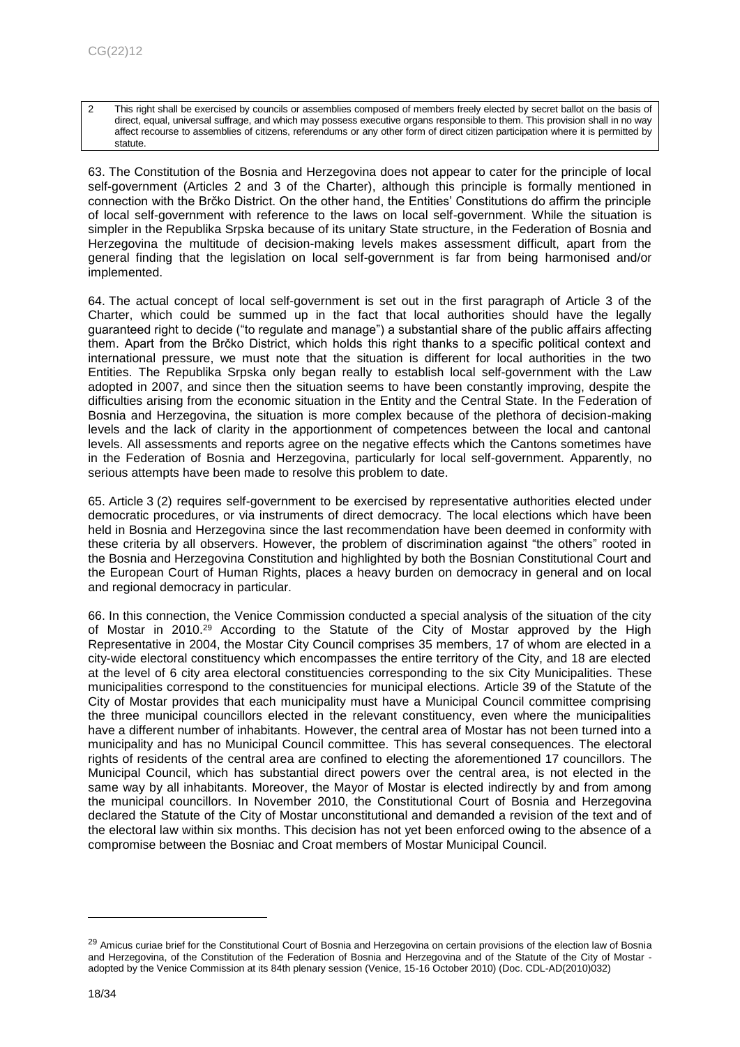| 2 | This right shall be exercised by councils or assemblies composed of members freely elected by secret ballot on the basis of direct, equal, universal suffrage, and which may possess executive organs responsible to them. This provision shall in no way affect recourse to assemblies of citizens, referendums or any other form of direct citizen participation where it is permitted by statute. |
| --- | --- |

63. The Constitution of the Bosnia and Herzegovina does not appear to cater for the principle of local self-government (Articles 2 and 3 of the Charter), although this principle is formally mentioned in connection with the Brčko District. On the other hand, the Entities' Constitutions do affirm the principle of local self-government with reference to the laws on local self-government. While the situation is simpler in the Republika Srpska because of its unitary State structure, in the Federation of Bosnia and Herzegovina the multitude of decision-making levels makes assessment difficult, apart from the general finding that the legislation on local self-government is far from being harmonised and/or implemented.

64. The actual concept of local self-government is set out in the first paragraph of Article 3 of the Charter, which could be summed up in the fact that local authorities should have the legally guaranteed right to decide ("to regulate and manage") a substantial share of the public affairs affecting them. Apart from the Brčko District, which holds this right thanks to a specific political context and international pressure, we must note that the situation is different for local authorities in the two Entities. The Republika Srpska only began really to establish local self-government with the Law adopted in 2007, and since then the situation seems to have been constantly improving, despite the difficulties arising from the economic situation in the Entity and the Central State. In the Federation of Bosnia and Herzegovina, the situation is more complex because of the plethora of decision-making levels and the lack of clarity in the apportionment of competences between the local and cantonal levels. All assessments and reports agree on the negative effects which the Cantons sometimes have in the Federation of Bosnia and Herzegovina, particularly for local self-government. Apparently, no serious attempts have been made to resolve this problem to date.

65. Article 3 (2) requires self-government to be exercised by representative authorities elected under democratic procedures, or via instruments of direct democracy. The local elections which have been held in Bosnia and Herzegovina since the last recommendation have been deemed in conformity with these criteria by all observers. However, the problem of discrimination against "the others" rooted in the Bosnia and Herzegovina Constitution and highlighted by both the Bosnian Constitutional Court and the European Court of Human Rights, places a heavy burden on democracy in general and on local and regional democracy in particular.

66. In this connection, the Venice Commission conducted a special analysis of the situation of the city of Mostar in 2010.[29] According to the Statute of the City of Mostar approved by the High Representative in 2004, the Mostar City Council comprises 35 members, 17 of whom are elected in a city-wide electoral constituency which encompasses the entire territory of the City, and 18 are elected at the level of 6 city area electoral constituencies corresponding to the six City Municipalities. These municipalities correspond to the constituencies for municipal elections. Article 39 of the Statute of the City of Mostar provides that each municipality must have a Municipal Council committee comprising the three municipal councillors elected in the relevant constituency, even where the municipalities have a different number of inhabitants. However, the central area of Mostar has not been turned into a municipality and has no Municipal Council committee. This has several consequences. The electoral rights of residents of the central area are confined to electing the aforementioned 17 councillors. The Municipal Council, which has substantial direct powers over the central area, is not elected in the same way by all inhabitants. Moreover, the Mayor of Mostar is elected indirectly by and from among the municipal councillors. In November 2010, the Constitutional Court of Bosnia and Herzegovina declared the Statute of the City of Mostar unconstitutional and demanded a revision of the text and of the electoral law within six months. This decision has not yet been enforced owing to the absence of a compromise between the Bosniac and Croat members of Mostar Municipal Council.

[29] Amicus curiae brief for the Constitutional Court of Bosnia and Herzegovina on certain provisions of the election law of Bosnia and Herzegovina, of the Constitution of the Federation of Bosnia and Herzegovina and of the Statute of the City of Mostar - adopted by the Venice Commission at its 84th plenary session (Venice, 15-16 October 2010) (Doc. CDL-AD(2010)032)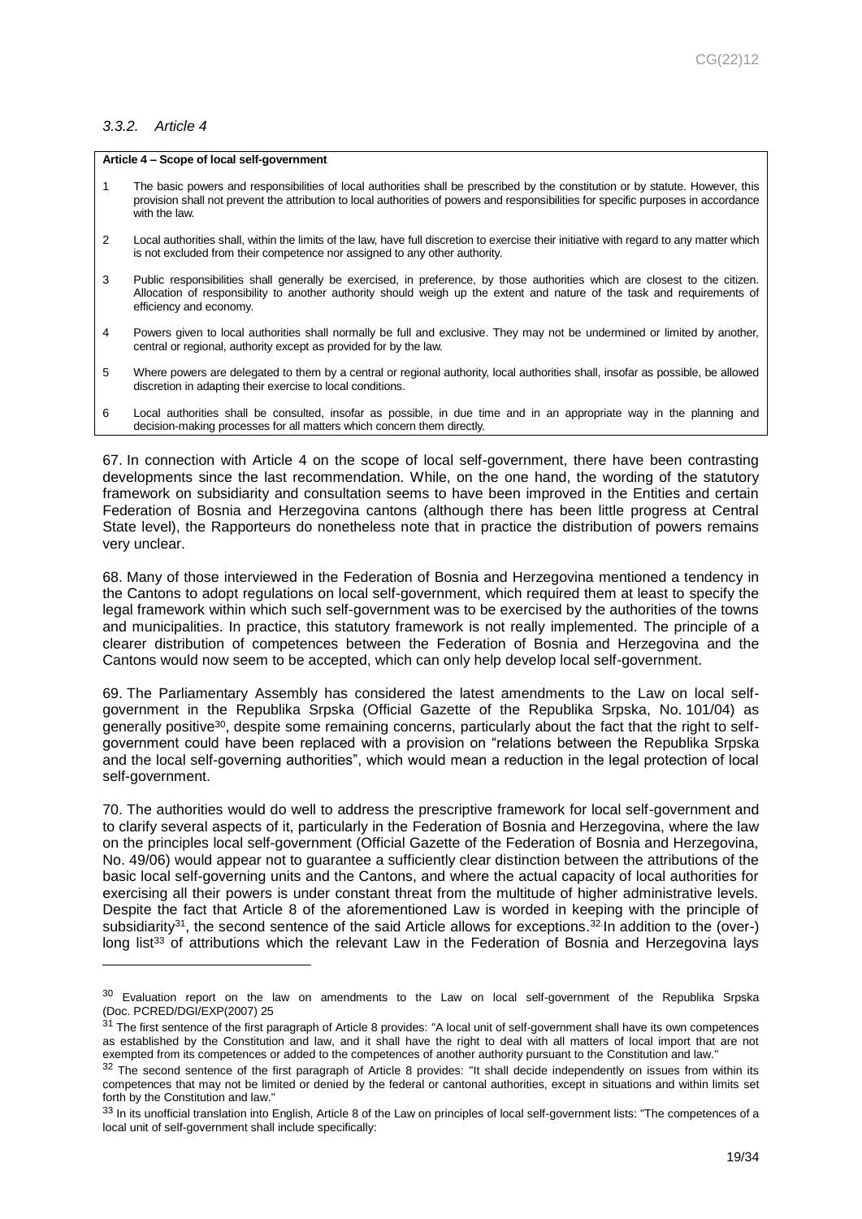#### *3.3.2. Article 4*

**Article 4 – Scope of local self-government**

1 The basic powers and responsibilities of local authorities shall be prescribed by the constitution or by statute. However, this provision shall not prevent the attribution to local authorities of powers and responsibilities for specific purposes in accordance with the law.

2 Local authorities shall, within the limits of the law, have full discretion to exercise their initiative with regard to any matter which is not excluded from their competence nor assigned to any other authority.

3 Public responsibilities shall generally be exercised, in preference, by those authorities which are closest to the citizen. Allocation of responsibility to another authority should weigh up the extent and nature of the task and requirements of efficiency and economy.

4 Powers given to local authorities shall normally be full and exclusive. They may not be undermined or limited by another, central or regional, authority except as provided for by the law.

5 Where powers are delegated to them by a central or regional authority, local authorities shall, insofar as possible, be allowed discretion in adapting their exercise to local conditions.

6 Local authorities shall be consulted, insofar as possible, in due time and in an appropriate way in the planning and decision-making processes for all matters which concern them directly.

67. In connection with Article 4 on the scope of local self-government, there have been contrasting developments since the last recommendation. While, on the one hand, the wording of the statutory framework on subsidiarity and consultation seems to have been improved in the Entities and certain Federation of Bosnia and Herzegovina cantons (although there has been little progress at Central State level), the Rapporteurs do nonetheless note that in practice the distribution of powers remains very unclear.

68. Many of those interviewed in the Federation of Bosnia and Herzegovina mentioned a tendency in the Cantons to adopt regulations on local self-government, which required them at least to specify the legal framework within which such self-government was to be exercised by the authorities of the towns and municipalities. In practice, this statutory framework is not really implemented. The principle of a clearer distribution of competences between the Federation of Bosnia and Herzegovina and the Cantons would now seem to be accepted, which can only help develop local self-government.

69. The Parliamentary Assembly has considered the latest amendments to the Law on local self-government in the Republika Srpska (Official Gazette of the Republika Srpska, No. 101/04) as generally positive[30], despite some remaining concerns, particularly about the fact that the right to self-government could have been replaced with a provision on "relations between the Republika Srpska and the local self-governing authorities", which would mean a reduction in the legal protection of local self-government.

70. The authorities would do well to address the prescriptive framework for local self-government and to clarify several aspects of it, particularly in the Federation of Bosnia and Herzegovina, where the law on the principles local self-government (Official Gazette of the Federation of Bosnia and Herzegovina, No. 49/06) would appear not to guarantee a sufficiently clear distinction between the attributions of the basic local self-governing units and the Cantons, and where the actual capacity of local authorities for exercising all their powers is under constant threat from the multitude of higher administrative levels. Despite the fact that Article 8 of the aforementioned Law is worded in keeping with the principle of subsidiarity[31], the second sentence of the said Article allows for exceptions.[32] In addition to the (over-) long list[33] of attributions which the relevant Law in the Federation of Bosnia and Herzegovina lays

---

[30] Evaluation report on the law on amendments to the Law on local self-government of the Republika Srpska (Doc. PCRED/DGI/EXP(2007) 25

[31] The first sentence of the first paragraph of Article 8 provides: "A local unit of self-government shall have its own competences as established by the Constitution and law, and it shall have the right to deal with all matters of local import that are not exempted from its competences or added to the competences of another authority pursuant to the Constitution and law."

[32] The second sentence of the first paragraph of Article 8 provides: "It shall decide independently on issues from within its competences that may not be limited or denied by the federal or cantonal authorities, except in situations and within limits set forth by the Constitution and law."

[33] In its unofficial translation into English, Article 8 of the Law on principles of local self-government lists: "The competences of a local unit of self-government shall include specifically: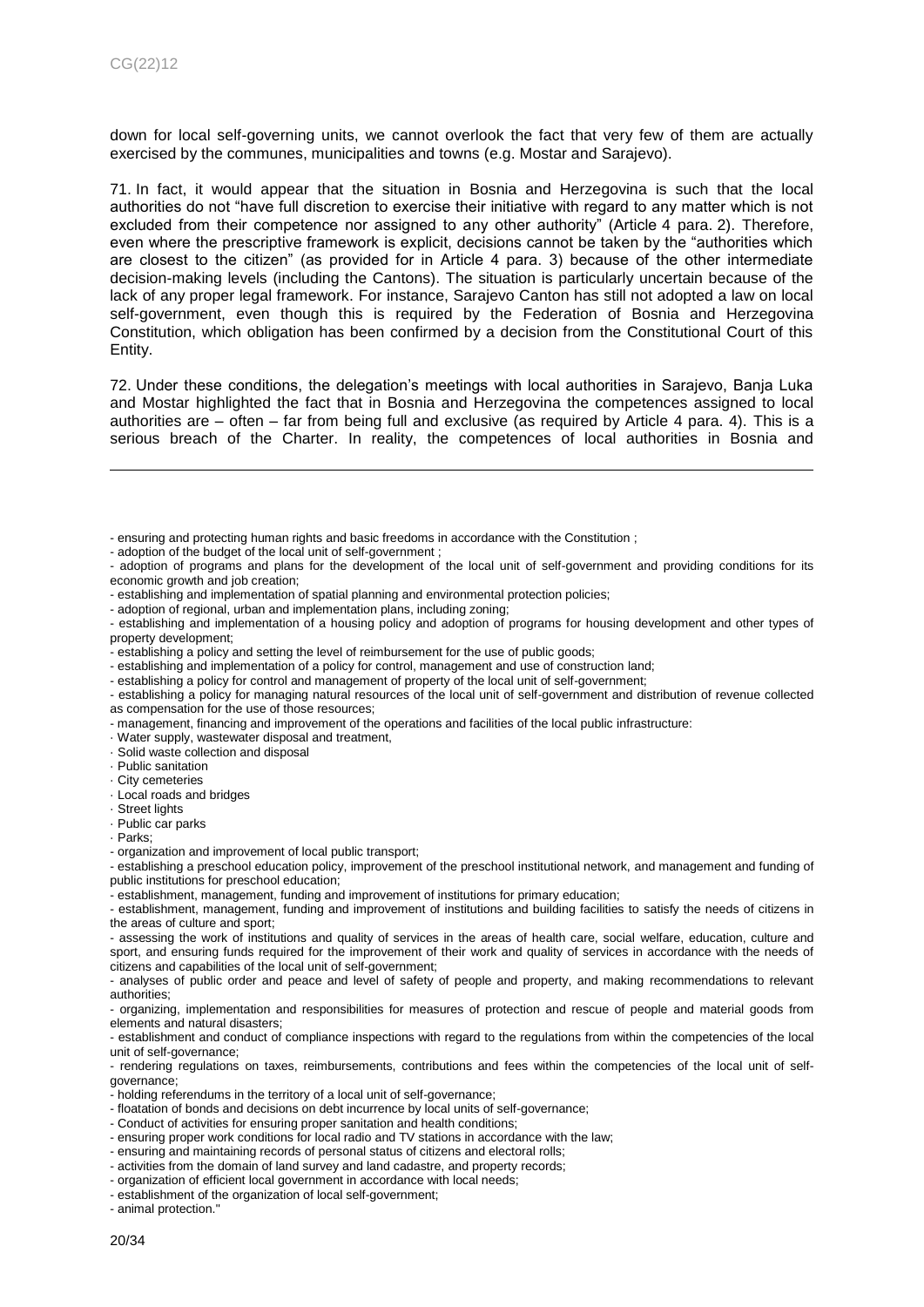down for local self-governing units, we cannot overlook the fact that very few of them are actually exercised by the communes, municipalities and towns (e.g. Mostar and Sarajevo).

71. In fact, it would appear that the situation in Bosnia and Herzegovina is such that the local authorities do not "have full discretion to exercise their initiative with regard to any matter which is not excluded from their competence nor assigned to any other authority" (Article 4 para. 2). Therefore, even where the prescriptive framework is explicit, decisions cannot be taken by the "authorities which are closest to the citizen" (as provided for in Article 4 para. 3) because of the other intermediate decision-making levels (including the Cantons). The situation is particularly uncertain because of the lack of any proper legal framework. For instance, Sarajevo Canton has still not adopted a law on local self-government, even though this is required by the Federation of Bosnia and Herzegovina Constitution, which obligation has been confirmed by a decision from the Constitutional Court of this Entity.

72. Under these conditions, the delegation's meetings with local authorities in Sarajevo, Banja Luka and Mostar highlighted the fact that in Bosnia and Herzegovina the competences assigned to local authorities are – often – far from being full and exclusive (as required by Article 4 para. 4). This is a serious breach of the Charter. In reality, the competences of local authorities in Bosnia and

---

- ensuring and protecting human rights and basic freedoms in accordance with the Constitution ;
- adoption of the budget of the local unit of self-government ;
- adoption of programs and plans for the development of the local unit of self-government and providing conditions for its economic growth and job creation;
- establishing and implementation of spatial planning and environmental protection policies;
- adoption of regional, urban and implementation plans, including zoning;
- establishing and implementation of a housing policy and adoption of programs for housing development and other types of property development;
- establishing a policy and setting the level of reimbursement for the use of public goods;
- establishing and implementation of a policy for control, management and use of construction land;
- establishing a policy for control and management of property of the local unit of self-government;
- establishing a policy for managing natural resources of the local unit of self-government and distribution of revenue collected as compensation for the use of those resources;
- management, financing and improvement of the operations and facilities of the local public infrastructure:
  · Water supply, wastewater disposal and treatment,
  · Solid waste collection and disposal
  · Public sanitation
  · City cemeteries
  · Local roads and bridges
  · Street lights
  · Public car parks
  · Parks;
- organization and improvement of local public transport;
- establishing a preschool education policy, improvement of the preschool institutional network, and management and funding of public institutions for preschool education;
- establishment, management, funding and improvement of institutions for primary education;
- establishment, management, funding and improvement of institutions and building facilities to satisfy the needs of citizens in the areas of culture and sport;
- assessing the work of institutions and quality of services in the areas of health care, social welfare, education, culture and sport, and ensuring funds required for the improvement of their work and quality of services in accordance with the needs of citizens and capabilities of the local unit of self-government;
- analyses of public order and peace and level of safety of people and property, and making recommendations to relevant authorities;
- organizing, implementation and responsibilities for measures of protection and rescue of people and material goods from elements and natural disasters;
- establishment and conduct of compliance inspections with regard to the regulations from within the competencies of the local unit of self-governance;
- rendering regulations on taxes, reimbursements, contributions and fees within the competencies of the local unit of self-governance;
- holding referendums in the territory of a local unit of self-governance;
- floatation of bonds and decisions on debt incurrence by local units of self-governance;
- Conduct of activities for ensuring proper sanitation and health conditions;
- ensuring proper work conditions for local radio and TV stations in accordance with the law;
- ensuring and maintaining records of personal status of citizens and electoral rolls;
- activities from the domain of land survey and land cadastre, and property records;
- organization of efficient local government in accordance with local needs;
- establishment of the organization of local self-government;
- animal protection."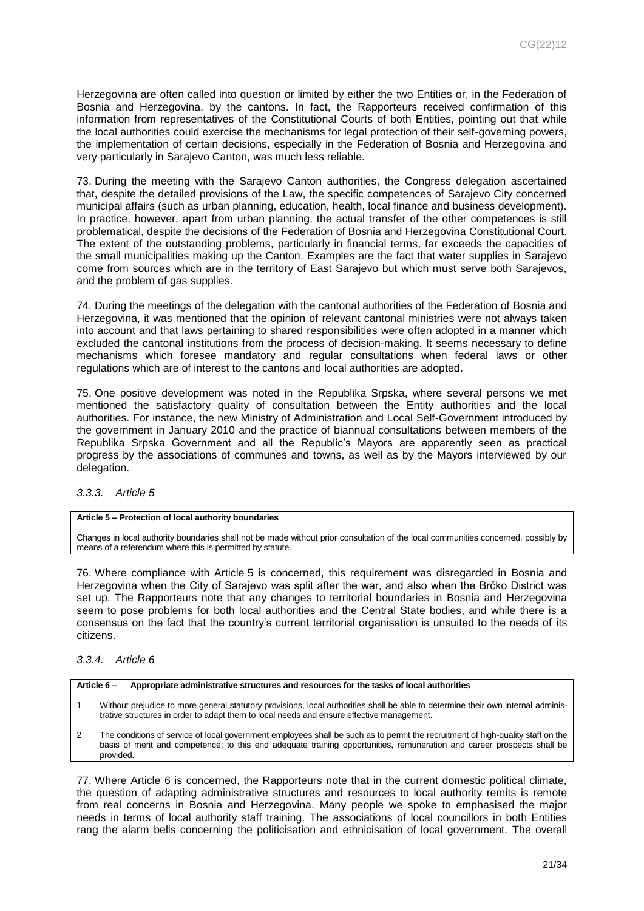Herzegovina are often called into question or limited by either the two Entities or, in the Federation of Bosnia and Herzegovina, by the cantons. In fact, the Rapporteurs received confirmation of this information from representatives of the Constitutional Courts of both Entities, pointing out that while the local authorities could exercise the mechanisms for legal protection of their self-governing powers, the implementation of certain decisions, especially in the Federation of Bosnia and Herzegovina and very particularly in Sarajevo Canton, was much less reliable.

73. During the meeting with the Sarajevo Canton authorities, the Congress delegation ascertained that, despite the detailed provisions of the Law, the specific competences of Sarajevo City concerned municipal affairs (such as urban planning, education, health, local finance and business development). In practice, however, apart from urban planning, the actual transfer of the other competences is still problematical, despite the decisions of the Federation of Bosnia and Herzegovina Constitutional Court. The extent of the outstanding problems, particularly in financial terms, far exceeds the capacities of the small municipalities making up the Canton. Examples are the fact that water supplies in Sarajevo come from sources which are in the territory of East Sarajevo but which must serve both Sarajevos, and the problem of gas supplies.

74. During the meetings of the delegation with the cantonal authorities of the Federation of Bosnia and Herzegovina, it was mentioned that the opinion of relevant cantonal ministries were not always taken into account and that laws pertaining to shared responsibilities were often adopted in a manner which excluded the cantonal institutions from the process of decision-making. It seems necessary to define mechanisms which foresee mandatory and regular consultations when federal laws or other regulations which are of interest to the cantons and local authorities are adopted.

75. One positive development was noted in the Republika Srpska, where several persons we met mentioned the satisfactory quality of consultation between the Entity authorities and the local authorities. For instance, the new Ministry of Administration and Local Self-Government introduced by the government in January 2010 and the practice of biannual consultations between members of the Republika Srpska Government and all the Republic's Mayors are apparently seen as practical progress by the associations of communes and towns, as well as by the Mayors interviewed by our delegation.

### *3.3.3. Article 5*

| **Article 5 – Protection of local authority boundaries** |
|---|
| Changes in local authority boundaries shall not be made without prior consultation of the local communities concerned, possibly by means of a referendum where this is permitted by statute. |

76. Where compliance with Article 5 is concerned, this requirement was disregarded in Bosnia and Herzegovina when the City of Sarajevo was split after the war, and also when the Brčko District was set up. The Rapporteurs note that any changes to territorial boundaries in Bosnia and Herzegovina seem to pose problems for both local authorities and the Central State bodies, and while there is a consensus on the fact that the country's current territorial organisation is unsuited to the needs of its citizens.

### *3.3.4. Article 6*

| **Article 6 – Appropriate administrative structures and resources for the tasks of local authorities** | |
|---|---|
| 1 | Without prejudice to more general statutory provisions, local authorities shall be able to determine their own internal administrative structures in order to adapt them to local needs and ensure effective management. |
| 2 | The conditions of service of local government employees shall be such as to permit the recruitment of high-quality staff on the basis of merit and competence; to this end adequate training opportunities, remuneration and career prospects shall be provided. |

77. Where Article 6 is concerned, the Rapporteurs note that in the current domestic political climate, the question of adapting administrative structures and resources to local authority remits is remote from real concerns in Bosnia and Herzegovina. Many people we spoke to emphasised the major needs in terms of local authority staff training. The associations of local councillors in both Entities rang the alarm bells concerning the politicisation and ethnicisation of local government. The overall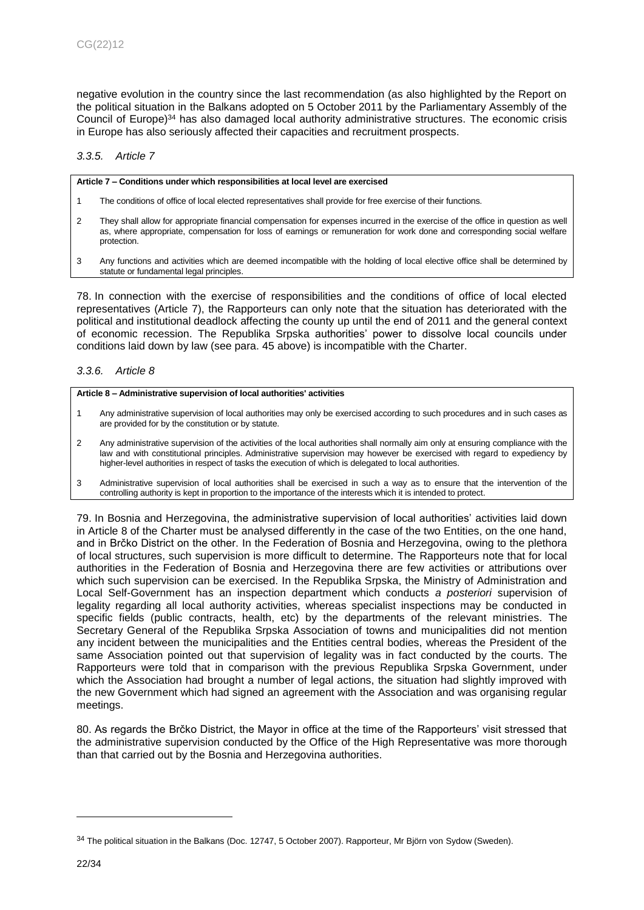negative evolution in the country since the last recommendation (as also highlighted by the Report on the political situation in the Balkans adopted on 5 October 2011 by the Parliamentary Assembly of the Council of Europe)[34] has also damaged local authority administrative structures. The economic crisis in Europe has also seriously affected their capacities and recruitment prospects.

### *3.3.5. Article 7*

| **Article 7 – Conditions under which responsibilities at local level are exercised** |
|---|
| 1 The conditions of office of local elected representatives shall provide for free exercise of their functions. |
| 2 They shall allow for appropriate financial compensation for expenses incurred in the exercise of the office in question as well as, where appropriate, compensation for loss of earnings or remuneration for work done and corresponding social welfare protection. |
| 3 Any functions and activities which are deemed incompatible with the holding of local elective office shall be determined by statute or fundamental legal principles. |

78. In connection with the exercise of responsibilities and the conditions of office of local elected representatives (Article 7), the Rapporteurs can only note that the situation has deteriorated with the political and institutional deadlock affecting the county up until the end of 2011 and the general context of economic recession. The Republika Srpska authorities' power to dissolve local councils under conditions laid down by law (see para. 45 above) is incompatible with the Charter.

### *3.3.6. Article 8*

| **Article 8 – Administrative supervision of local authorities' activities** |
|---|
| 1 Any administrative supervision of local authorities may only be exercised according to such procedures and in such cases as are provided for by the constitution or by statute. |
| 2 Any administrative supervision of the activities of the local authorities shall normally aim only at ensuring compliance with the law and with constitutional principles. Administrative supervision may however be exercised with regard to expediency by higher-level authorities in respect of tasks the execution of which is delegated to local authorities. |
| 3 Administrative supervision of local authorities shall be exercised in such a way as to ensure that the intervention of the controlling authority is kept in proportion to the importance of the interests which it is intended to protect. |

79. In Bosnia and Herzegovina, the administrative supervision of local authorities' activities laid down in Article 8 of the Charter must be analysed differently in the case of the two Entities, on the one hand, and in Brčko District on the other. In the Federation of Bosnia and Herzegovina, owing to the plethora of local structures, such supervision is more difficult to determine. The Rapporteurs note that for local authorities in the Federation of Bosnia and Herzegovina there are few activities or attributions over which such supervision can be exercised. In the Republika Srpska, the Ministry of Administration and Local Self-Government has an inspection department which conducts *a posteriori* supervision of legality regarding all local authority activities, whereas specialist inspections may be conducted in specific fields (public contracts, health, etc) by the departments of the relevant ministries. The Secretary General of the Republika Srpska Association of towns and municipalities did not mention any incident between the municipalities and the Entities central bodies, whereas the President of the same Association pointed out that supervision of legality was in fact conducted by the courts. The Rapporteurs were told that in comparison with the previous Republika Srpska Government, under which the Association had brought a number of legal actions, the situation had slightly improved with the new Government which had signed an agreement with the Association and was organising regular meetings.

80. As regards the Brčko District, the Mayor in office at the time of the Rapporteurs' visit stressed that the administrative supervision conducted by the Office of the High Representative was more thorough than that carried out by the Bosnia and Herzegovina authorities.

---

[34] The political situation in the Balkans (Doc. 12747, 5 October 2007). Rapporteur, Mr Björn von Sydow (Sweden).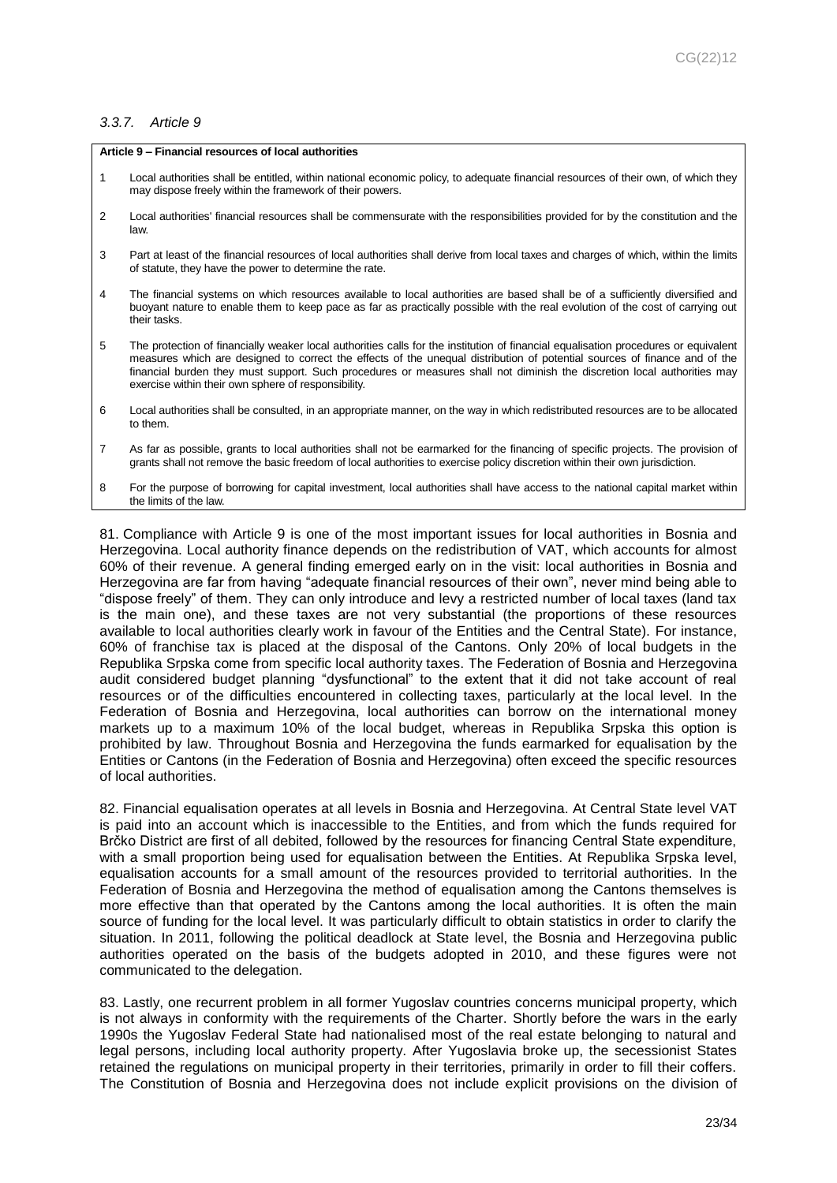### *3.3.7. Article 9*

| **Article 9 – Financial resources of local authorities** | |
|---|---|
| 1 | Local authorities shall be entitled, within national economic policy, to adequate financial resources of their own, of which they may dispose freely within the framework of their powers. |
| 2 | Local authorities' financial resources shall be commensurate with the responsibilities provided for by the constitution and the law. |
| 3 | Part at least of the financial resources of local authorities shall derive from local taxes and charges of which, within the limits of statute, they have the power to determine the rate. |
| 4 | The financial systems on which resources available to local authorities are based shall be of a sufficiently diversified and buoyant nature to enable them to keep pace as far as practically possible with the real evolution of the cost of carrying out their tasks. |
| 5 | The protection of financially weaker local authorities calls for the institution of financial equalisation procedures or equivalent measures which are designed to correct the effects of the unequal distribution of potential sources of finance and of the financial burden they must support. Such procedures or measures shall not diminish the discretion local authorities may exercise within their own sphere of responsibility. |
| 6 | Local authorities shall be consulted, in an appropriate manner, on the way in which redistributed resources are to be allocated to them. |
| 7 | As far as possible, grants to local authorities shall not be earmarked for the financing of specific projects. The provision of grants shall not remove the basic freedom of local authorities to exercise policy discretion within their own jurisdiction. |
| 8 | For the purpose of borrowing for capital investment, local authorities shall have access to the national capital market within the limits of the law. |

81. Compliance with Article 9 is one of the most important issues for local authorities in Bosnia and Herzegovina. Local authority finance depends on the redistribution of VAT, which accounts for almost 60% of their revenue. A general finding emerged early on in the visit: local authorities in Bosnia and Herzegovina are far from having "adequate financial resources of their own", never mind being able to "dispose freely" of them. They can only introduce and levy a restricted number of local taxes (land tax is the main one), and these taxes are not very substantial (the proportions of these resources available to local authorities clearly work in favour of the Entities and the Central State). For instance, 60% of franchise tax is placed at the disposal of the Cantons. Only 20% of local budgets in the Republika Srpska come from specific local authority taxes. The Federation of Bosnia and Herzegovina audit considered budget planning "dysfunctional" to the extent that it did not take account of real resources or of the difficulties encountered in collecting taxes, particularly at the local level. In the Federation of Bosnia and Herzegovina, local authorities can borrow on the international money markets up to a maximum 10% of the local budget, whereas in Republika Srpska this option is prohibited by law. Throughout Bosnia and Herzegovina the funds earmarked for equalisation by the Entities or Cantons (in the Federation of Bosnia and Herzegovina) often exceed the specific resources of local authorities.

82. Financial equalisation operates at all levels in Bosnia and Herzegovina. At Central State level VAT is paid into an account which is inaccessible to the Entities, and from which the funds required for Brčko District are first of all debited, followed by the resources for financing Central State expenditure, with a small proportion being used for equalisation between the Entities. At Republika Srpska level, equalisation accounts for a small amount of the resources provided to territorial authorities. In the Federation of Bosnia and Herzegovina the method of equalisation among the Cantons themselves is more effective than that operated by the Cantons among the local authorities. It is often the main source of funding for the local level. It was particularly difficult to obtain statistics in order to clarify the situation. In 2011, following the political deadlock at State level, the Bosnia and Herzegovina public authorities operated on the basis of the budgets adopted in 2010, and these figures were not communicated to the delegation.

83. Lastly, one recurrent problem in all former Yugoslav countries concerns municipal property, which is not always in conformity with the requirements of the Charter. Shortly before the wars in the early 1990s the Yugoslav Federal State had nationalised most of the real estate belonging to natural and legal persons, including local authority property. After Yugoslavia broke up, the secessionist States retained the regulations on municipal property in their territories, primarily in order to fill their coffers. The Constitution of Bosnia and Herzegovina does not include explicit provisions on the division of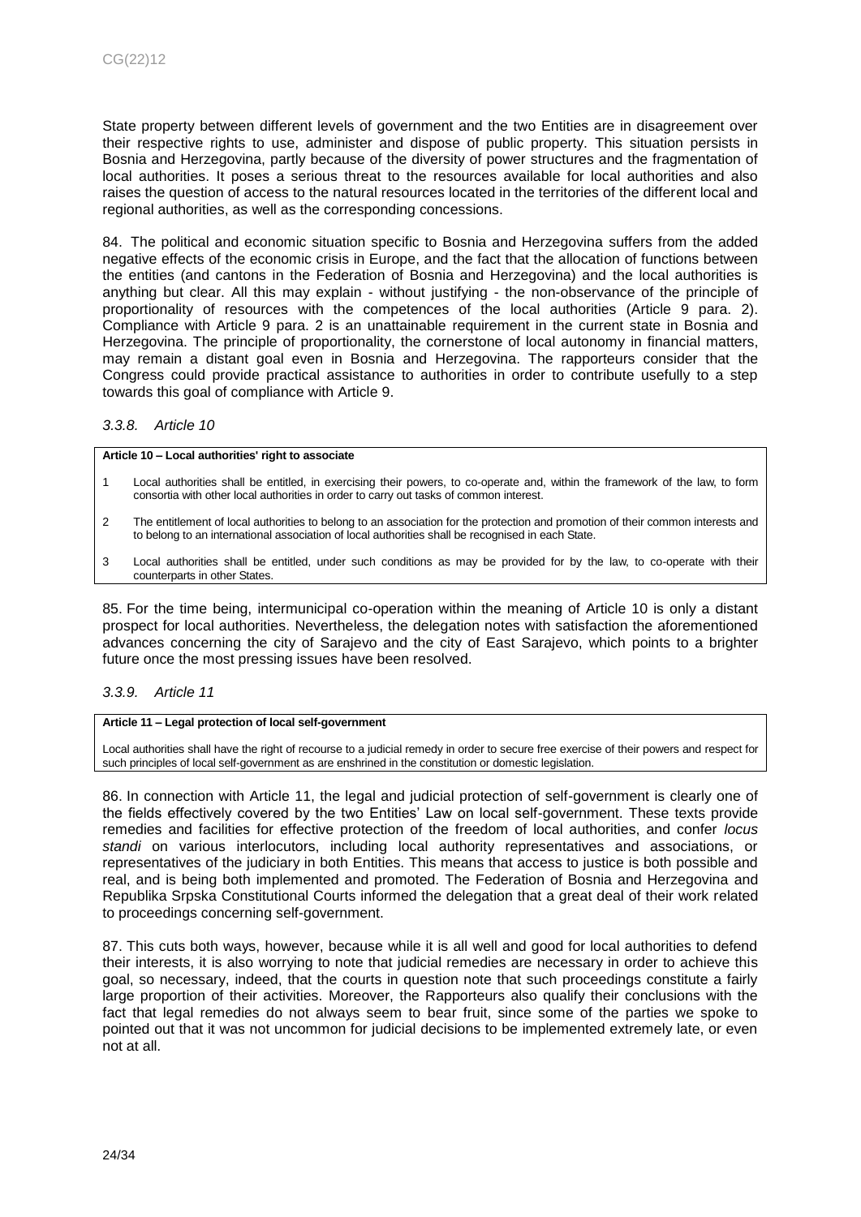State property between different levels of government and the two Entities are in disagreement over their respective rights to use, administer and dispose of public property. This situation persists in Bosnia and Herzegovina, partly because of the diversity of power structures and the fragmentation of local authorities. It poses a serious threat to the resources available for local authorities and also raises the question of access to the natural resources located in the territories of the different local and regional authorities, as well as the corresponding concessions.

84. The political and economic situation specific to Bosnia and Herzegovina suffers from the added negative effects of the economic crisis in Europe, and the fact that the allocation of functions between the entities (and cantons in the Federation of Bosnia and Herzegovina) and the local authorities is anything but clear. All this may explain - without justifying - the non-observance of the principle of proportionality of resources with the competences of the local authorities (Article 9 para. 2). Compliance with Article 9 para. 2 is an unattainable requirement in the current state in Bosnia and Herzegovina. The principle of proportionality, the cornerstone of local autonomy in financial matters, may remain a distant goal even in Bosnia and Herzegovina. The rapporteurs consider that the Congress could provide practical assistance to authorities in order to contribute usefully to a step towards this goal of compliance with Article 9.

### *3.3.8. Article 10*

**Article 10 – Local authorities' right to associate**

1 Local authorities shall be entitled, in exercising their powers, to co-operate and, within the framework of the law, to form consortia with other local authorities in order to carry out tasks of common interest.

2 The entitlement of local authorities to belong to an association for the protection and promotion of their common interests and to belong to an international association of local authorities shall be recognised in each State.

3 Local authorities shall be entitled, under such conditions as may be provided for by the law, to co-operate with their counterparts in other States.

85. For the time being, intermunicipal co-operation within the meaning of Article 10 is only a distant prospect for local authorities. Nevertheless, the delegation notes with satisfaction the aforementioned advances concerning the city of Sarajevo and the city of East Sarajevo, which points to a brighter future once the most pressing issues have been resolved.

### *3.3.9. Article 11*

**Article 11 – Legal protection of local self-government**

Local authorities shall have the right of recourse to a judicial remedy in order to secure free exercise of their powers and respect for such principles of local self-government as are enshrined in the constitution or domestic legislation.

86. In connection with Article 11, the legal and judicial protection of self-government is clearly one of the fields effectively covered by the two Entities' Law on local self-government. These texts provide remedies and facilities for effective protection of the freedom of local authorities, and confer *locus standi* on various interlocutors, including local authority representatives and associations, or representatives of the judiciary in both Entities. This means that access to justice is both possible and real, and is being both implemented and promoted. The Federation of Bosnia and Herzegovina and Republika Srpska Constitutional Courts informed the delegation that a great deal of their work related to proceedings concerning self-government.

87. This cuts both ways, however, because while it is all well and good for local authorities to defend their interests, it is also worrying to note that judicial remedies are necessary in order to achieve this goal, so necessary, indeed, that the courts in question note that such proceedings constitute a fairly large proportion of their activities. Moreover, the Rapporteurs also qualify their conclusions with the fact that legal remedies do not always seem to bear fruit, since some of the parties we spoke to pointed out that it was not uncommon for judicial decisions to be implemented extremely late, or even not at all.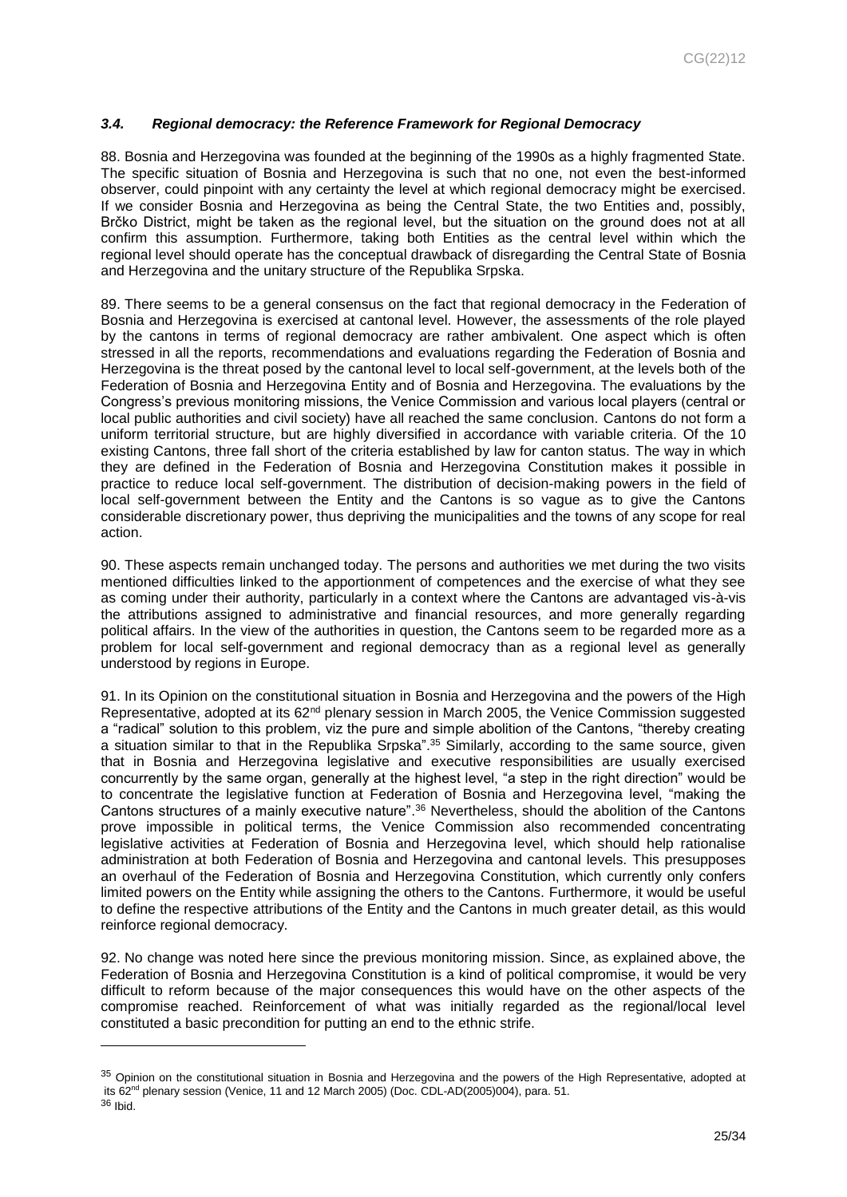### *3.4. Regional democracy: the Reference Framework for Regional Democracy*

88. Bosnia and Herzegovina was founded at the beginning of the 1990s as a highly fragmented State. The specific situation of Bosnia and Herzegovina is such that no one, not even the best-informed observer, could pinpoint with any certainty the level at which regional democracy might be exercised. If we consider Bosnia and Herzegovina as being the Central State, the two Entities and, possibly, Brčko District, might be taken as the regional level, but the situation on the ground does not at all confirm this assumption. Furthermore, taking both Entities as the central level within which the regional level should operate has the conceptual drawback of disregarding the Central State of Bosnia and Herzegovina and the unitary structure of the Republika Srpska.

89. There seems to be a general consensus on the fact that regional democracy in the Federation of Bosnia and Herzegovina is exercised at cantonal level. However, the assessments of the role played by the cantons in terms of regional democracy are rather ambivalent. One aspect which is often stressed in all the reports, recommendations and evaluations regarding the Federation of Bosnia and Herzegovina is the threat posed by the cantonal level to local self-government, at the levels both of the Federation of Bosnia and Herzegovina Entity and of Bosnia and Herzegovina. The evaluations by the Congress's previous monitoring missions, the Venice Commission and various local players (central or local public authorities and civil society) have all reached the same conclusion. Cantons do not form a uniform territorial structure, but are highly diversified in accordance with variable criteria. Of the 10 existing Cantons, three fall short of the criteria established by law for canton status. The way in which they are defined in the Federation of Bosnia and Herzegovina Constitution makes it possible in practice to reduce local self-government. The distribution of decision-making powers in the field of local self-government between the Entity and the Cantons is so vague as to give the Cantons considerable discretionary power, thus depriving the municipalities and the towns of any scope for real action.

90. These aspects remain unchanged today. The persons and authorities we met during the two visits mentioned difficulties linked to the apportionment of competences and the exercise of what they see as coming under their authority, particularly in a context where the Cantons are advantaged vis-à-vis the attributions assigned to administrative and financial resources, and more generally regarding political affairs. In the view of the authorities in question, the Cantons seem to be regarded more as a problem for local self-government and regional democracy than as a regional level as generally understood by regions in Europe.

91. In its Opinion on the constitutional situation in Bosnia and Herzegovina and the powers of the High Representative, adopted at its 62nd plenary session in March 2005, the Venice Commission suggested a "radical" solution to this problem, viz the pure and simple abolition of the Cantons, "thereby creating a situation similar to that in the Republika Srpska".[35] Similarly, according to the same source, given that in Bosnia and Herzegovina legislative and executive responsibilities are usually exercised concurrently by the same organ, generally at the highest level, "a step in the right direction" would be to concentrate the legislative function at Federation of Bosnia and Herzegovina level, "making the Cantons structures of a mainly executive nature".[36] Nevertheless, should the abolition of the Cantons prove impossible in political terms, the Venice Commission also recommended concentrating legislative activities at Federation of Bosnia and Herzegovina level, which should help rationalise administration at both Federation of Bosnia and Herzegovina and cantonal levels. This presupposes an overhaul of the Federation of Bosnia and Herzegovina Constitution, which currently only confers limited powers on the Entity while assigning the others to the Cantons. Furthermore, it would be useful to define the respective attributions of the Entity and the Cantons in much greater detail, as this would reinforce regional democracy.

92. No change was noted here since the previous monitoring mission. Since, as explained above, the Federation of Bosnia and Herzegovina Constitution is a kind of political compromise, it would be very difficult to reform because of the major consequences this would have on the other aspects of the compromise reached. Reinforcement of what was initially regarded as the regional/local level constituted a basic precondition for putting an end to the ethnic strife.

---

[35] Opinion on the constitutional situation in Bosnia and Herzegovina and the powers of the High Representative, adopted at its 62nd plenary session (Venice, 11 and 12 March 2005) (Doc. CDL-AD(2005)004), para. 51.

[36] Ibid.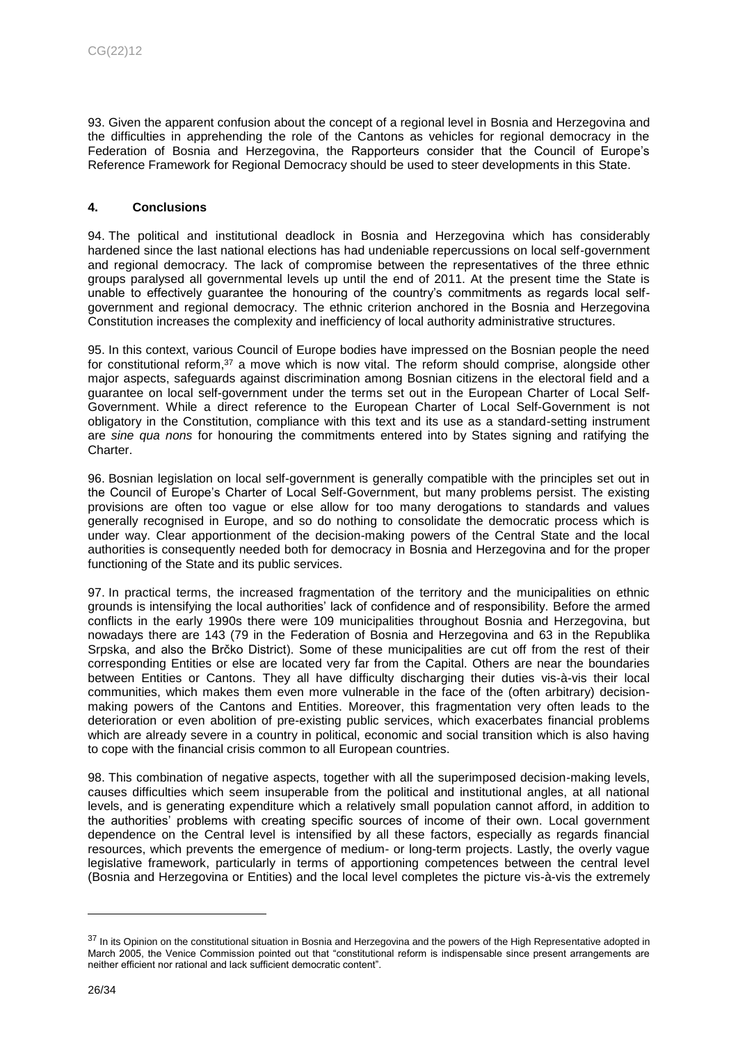93. Given the apparent confusion about the concept of a regional level in Bosnia and Herzegovina and the difficulties in apprehending the role of the Cantons as vehicles for regional democracy in the Federation of Bosnia and Herzegovina, the Rapporteurs consider that the Council of Europe's Reference Framework for Regional Democracy should be used to steer developments in this State.

## 4. Conclusions

94. The political and institutional deadlock in Bosnia and Herzegovina which has considerably hardened since the last national elections has had undeniable repercussions on local self-government and regional democracy. The lack of compromise between the representatives of the three ethnic groups paralysed all governmental levels up until the end of 2011. At the present time the State is unable to effectively guarantee the honouring of the country's commitments as regards local self-government and regional democracy. The ethnic criterion anchored in the Bosnia and Herzegovina Constitution increases the complexity and inefficiency of local authority administrative structures.

95. In this context, various Council of Europe bodies have impressed on the Bosnian people the need for constitutional reform,[37] a move which is now vital. The reform should comprise, alongside other major aspects, safeguards against discrimination among Bosnian citizens in the electoral field and a guarantee on local self-government under the terms set out in the European Charter of Local Self-Government. While a direct reference to the European Charter of Local Self-Government is not obligatory in the Constitution, compliance with this text and its use as a standard-setting instrument are *sine qua nons* for honouring the commitments entered into by States signing and ratifying the Charter.

96. Bosnian legislation on local self-government is generally compatible with the principles set out in the Council of Europe's Charter of Local Self-Government, but many problems persist. The existing provisions are often too vague or else allow for too many derogations to standards and values generally recognised in Europe, and so do nothing to consolidate the democratic process which is under way. Clear apportionment of the decision-making powers of the Central State and the local authorities is consequently needed both for democracy in Bosnia and Herzegovina and for the proper functioning of the State and its public services.

97. In practical terms, the increased fragmentation of the territory and the municipalities on ethnic grounds is intensifying the local authorities' lack of confidence and of responsibility. Before the armed conflicts in the early 1990s there were 109 municipalities throughout Bosnia and Herzegovina, but nowadays there are 143 (79 in the Federation of Bosnia and Herzegovina and 63 in the Republika Srpska, and also the Brčko District). Some of these municipalities are cut off from the rest of their corresponding Entities or else are located very far from the Capital. Others are near the boundaries between Entities or Cantons. They all have difficulty discharging their duties vis-à-vis their local communities, which makes them even more vulnerable in the face of the (often arbitrary) decision-making powers of the Cantons and Entities. Moreover, this fragmentation very often leads to the deterioration or even abolition of pre-existing public services, which exacerbates financial problems which are already severe in a country in political, economic and social transition which is also having to cope with the financial crisis common to all European countries.

98. This combination of negative aspects, together with all the superimposed decision-making levels, causes difficulties which seem insuperable from the political and institutional angles, at all national levels, and is generating expenditure which a relatively small population cannot afford, in addition to the authorities' problems with creating specific sources of income of their own. Local government dependence on the Central level is intensified by all these factors, especially as regards financial resources, which prevents the emergence of medium- or long-term projects. Lastly, the overly vague legislative framework, particularly in terms of apportioning competences between the central level (Bosnia and Herzegovina or Entities) and the local level completes the picture vis-à-vis the extremely

---

[37] In its Opinion on the constitutional situation in Bosnia and Herzegovina and the powers of the High Representative adopted in March 2005, the Venice Commission pointed out that "constitutional reform is indispensable since present arrangements are neither efficient nor rational and lack sufficient democratic content".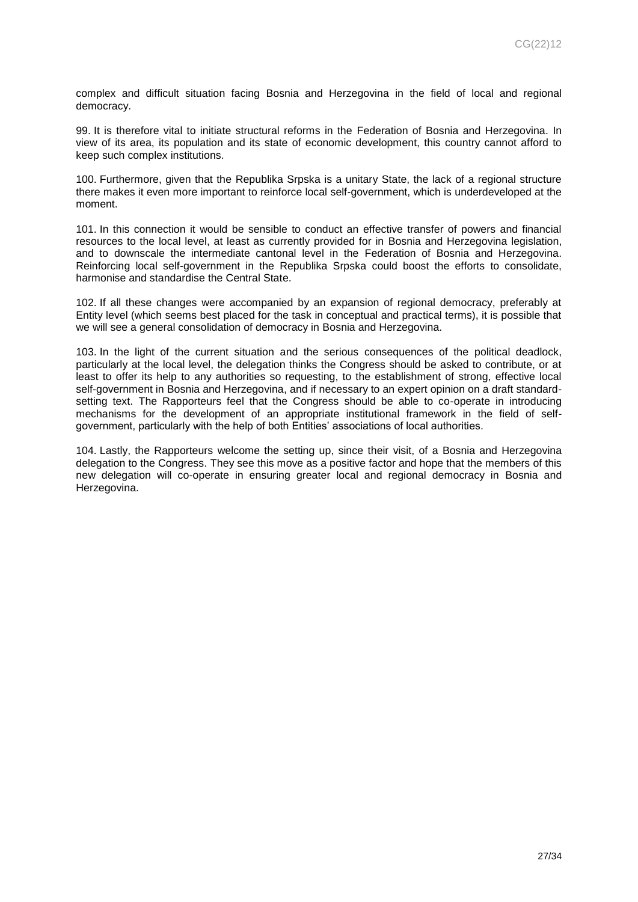complex and difficult situation facing Bosnia and Herzegovina in the field of local and regional democracy.

99. It is therefore vital to initiate structural reforms in the Federation of Bosnia and Herzegovina. In view of its area, its population and its state of economic development, this country cannot afford to keep such complex institutions.

100. Furthermore, given that the Republika Srpska is a unitary State, the lack of a regional structure there makes it even more important to reinforce local self-government, which is underdeveloped at the moment.

101. In this connection it would be sensible to conduct an effective transfer of powers and financial resources to the local level, at least as currently provided for in Bosnia and Herzegovina legislation, and to downscale the intermediate cantonal level in the Federation of Bosnia and Herzegovina. Reinforcing local self-government in the Republika Srpska could boost the efforts to consolidate, harmonise and standardise the Central State.

102. If all these changes were accompanied by an expansion of regional democracy, preferably at Entity level (which seems best placed for the task in conceptual and practical terms), it is possible that we will see a general consolidation of democracy in Bosnia and Herzegovina.

103. In the light of the current situation and the serious consequences of the political deadlock, particularly at the local level, the delegation thinks the Congress should be asked to contribute, or at least to offer its help to any authorities so requesting, to the establishment of strong, effective local self-government in Bosnia and Herzegovina, and if necessary to an expert opinion on a draft standard-setting text. The Rapporteurs feel that the Congress should be able to co-operate in introducing mechanisms for the development of an appropriate institutional framework in the field of self-government, particularly with the help of both Entities' associations of local authorities.

104. Lastly, the Rapporteurs welcome the setting up, since their visit, of a Bosnia and Herzegovina delegation to the Congress. They see this move as a positive factor and hope that the members of this new delegation will co-operate in ensuring greater local and regional democracy in Bosnia and Herzegovina.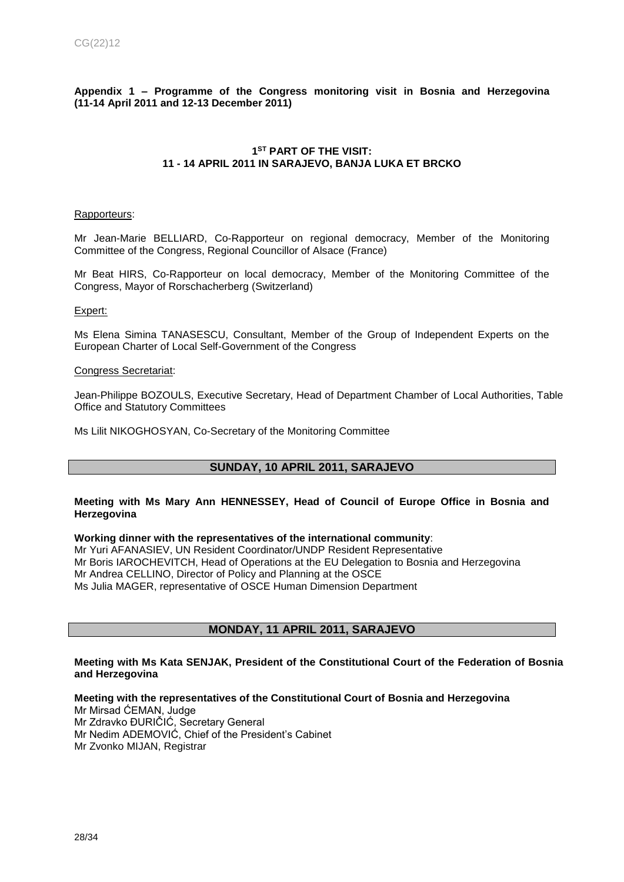**Appendix 1 – Programme of the Congress monitoring visit in Bosnia and Herzegovina (11-14 April 2011 and 12-13 December 2011)**

## 1ST PART OF THE VISIT: 11 - 14 APRIL 2011 IN SARAJEVO, BANJA LUKA ET BRCKO

Rapporteurs:

Mr Jean-Marie BELLIARD, Co-Rapporteur on regional democracy, Member of the Monitoring Committee of the Congress, Regional Councillor of Alsace (France)

Mr Beat HIRS, Co-Rapporteur on local democracy, Member of the Monitoring Committee of the Congress, Mayor of Rorschacherberg (Switzerland)

Expert:

Ms Elena Simina TANASESCU, Consultant, Member of the Group of Independent Experts on the European Charter of Local Self-Government of the Congress

Congress Secretariat:

Jean-Philippe BOZOULS, Executive Secretary, Head of Department Chamber of Local Authorities, Table Office and Statutory Committees

Ms Lilit NIKOGHOSYAN, Co-Secretary of the Monitoring Committee

### SUNDAY, 10 APRIL 2011, SARAJEVO

**Meeting with Ms Mary Ann HENNESSEY, Head of Council of Europe Office in Bosnia and Herzegovina**

**Working dinner with the representatives of the international community**:
Mr Yuri AFANASIEV, UN Resident Coordinator/UNDP Resident Representative
Mr Boris IAROCHEVITCH, Head of Operations at the EU Delegation to Bosnia and Herzegovina
Mr Andrea CELLINO, Director of Policy and Planning at the OSCE
Ms Julia MAGER, representative of OSCE Human Dimension Department

### MONDAY, 11 APRIL 2011, SARAJEVO

**Meeting with Ms Kata SENJAK, President of the Constitutional Court of the Federation of Bosnia and Herzegovina**

**Meeting with the representatives of the Constitutional Court of Bosnia and Herzegovina**
Mr Mirsad ĆEMAN, Judge
Mr Zdravko ĐURIČIĆ, Secretary General
Mr Nedim ADEMOVIĆ, Chief of the President's Cabinet
Mr Zvonko MIJAN, Registrar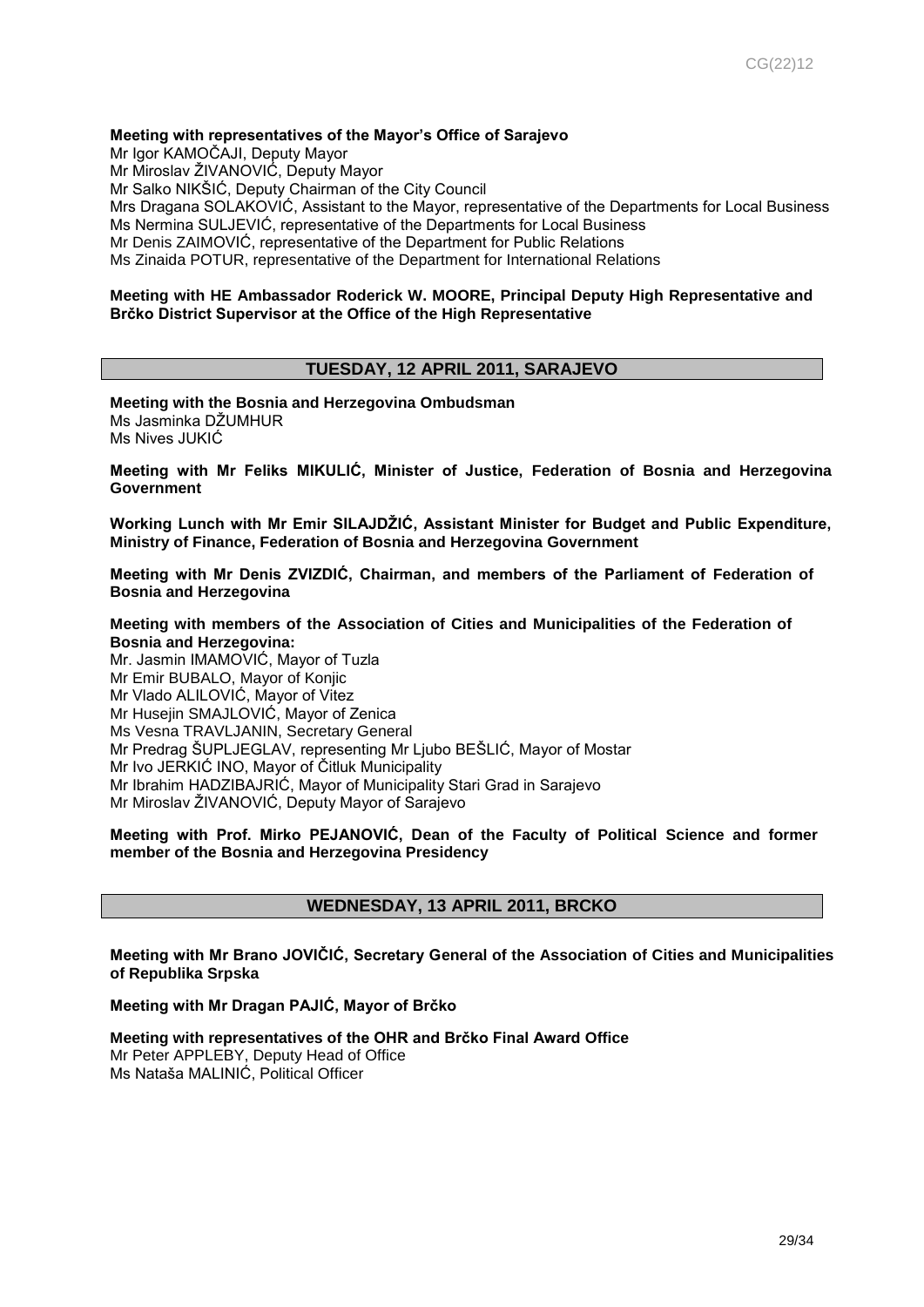**Meeting with representatives of the Mayor's Office of Sarajevo**
Mr Igor KAMOČAJI, Deputy Mayor
Mr Miroslav ŽIVANOVIĆ, Deputy Mayor
Mr Salko NIKŠIĆ, Deputy Chairman of the City Council
Mrs Dragana SOLAKOVIĆ, Assistant to the Mayor, representative of the Departments for Local Business
Ms Nermina SULJEVIĆ, representative of the Departments for Local Business
Mr Denis ZAIMOVIĆ, representative of the Department for Public Relations
Ms Zinaida POTUR, representative of the Department for International Relations

**Meeting with HE Ambassador Roderick W. MOORE, Principal Deputy High Representative and Brčko District Supervisor at the Office of the High Representative**

## TUESDAY, 12 APRIL 2011, SARAJEVO

**Meeting with the Bosnia and Herzegovina Ombudsman**
Ms Jasminka DŽUMHUR
Ms Nives JUKIĆ

**Meeting with Mr Feliks MIKULIĆ, Minister of Justice, Federation of Bosnia and Herzegovina Government**

**Working Lunch with Mr Emir SILAJDŽIĆ, Assistant Minister for Budget and Public Expenditure, Ministry of Finance, Federation of Bosnia and Herzegovina Government**

**Meeting with Mr Denis ZVIZDIĆ, Chairman, and members of the Parliament of Federation of Bosnia and Herzegovina**

**Meeting with members of the Association of Cities and Municipalities of the Federation of Bosnia and Herzegovina:**
Mr. Jasmin IMAMOVIĆ, Mayor of Tuzla
Mr Emir BUBALO, Mayor of Konjic
Mr Vlado ALILOVIĆ, Mayor of Vitez
Mr Husejin SMAJLOVIĆ, Mayor of Zenica
Ms Vesna TRAVLJANIN, Secretary General
Mr Predrag ŠUPLJEGLAV, representing Mr Ljubo BEŠLIĆ, Mayor of Mostar
Mr Ivo JERKIĆ INO, Mayor of Čitluk Municipality
Mr Ibrahim HADZIBAJRIĆ, Mayor of Municipality Stari Grad in Sarajevo
Mr Miroslav ŽIVANOVIĆ, Deputy Mayor of Sarajevo

**Meeting with Prof. Mirko PEJANOVIĆ, Dean of the Faculty of Political Science and former member of the Bosnia and Herzegovina Presidency**

## WEDNESDAY, 13 APRIL 2011, BRCKO

**Meeting with Mr Brano JOVIČIĆ, Secretary General of the Association of Cities and Municipalities of Republika Srpska**

**Meeting with Mr Dragan PAJIĆ, Mayor of Brčko**

**Meeting with representatives of the OHR and Brčko Final Award Office**
Mr Peter APPLEBY, Deputy Head of Office
Ms Nataša MALINIĆ, Political Officer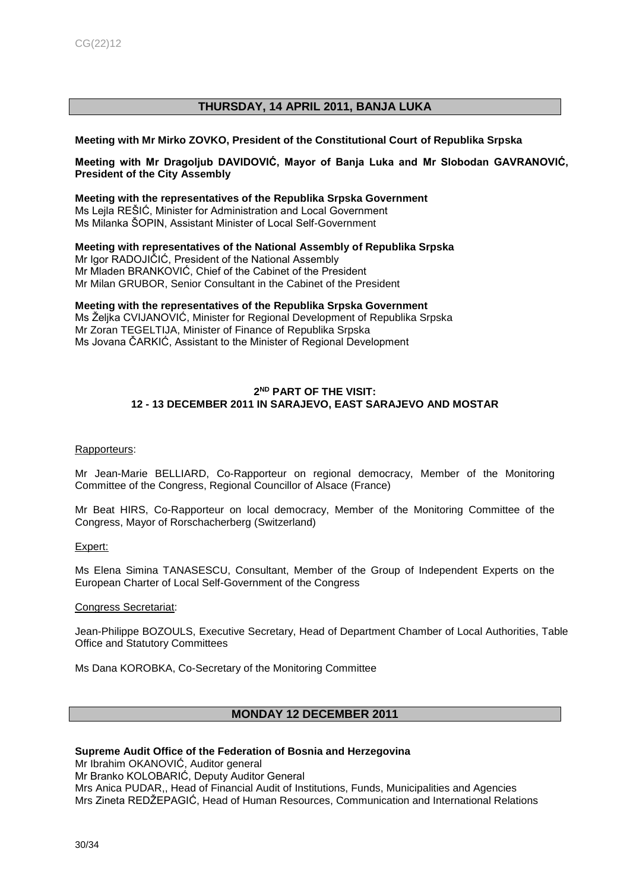## THURSDAY, 14 APRIL 2011, BANJA LUKA

**Meeting with Mr Mirko ZOVKO, President of the Constitutional Court of Republika Srpska**

**Meeting with Mr Dragoljub DAVIDOVIĆ, Mayor of Banja Luka and Mr Slobodan GAVRANOVIĆ, President of the City Assembly**

**Meeting with the representatives of the Republika Srpska Government**
Ms Lejla REŠIĆ, Minister for Administration and Local Government
Ms Milanka ŠOPIN, Assistant Minister of Local Self-Government

**Meeting with representatives of the National Assembly of Republika Srpska**
Mr Igor RADOJIČIĆ, President of the National Assembly
Mr Mladen BRANKOVIĆ, Chief of the Cabinet of the President
Mr Milan GRUBOR, Senior Consultant in the Cabinet of the President

**Meeting with the representatives of the Republika Srpska Government**
Ms Željka CVIJANOVIĆ, Minister for Regional Development of Republika Srpska
Mr Zoran TEGELTIJA, Minister of Finance of Republika Srpska
Ms Jovana ČARKIĆ, Assistant to the Minister of Regional Development

## 2ND PART OF THE VISIT: 12 - 13 DECEMBER 2011 IN SARAJEVO, EAST SARAJEVO AND MOSTAR

Rapporteurs:

Mr Jean-Marie BELLIARD, Co-Rapporteur on regional democracy, Member of the Monitoring Committee of the Congress, Regional Councillor of Alsace (France)

Mr Beat HIRS, Co-Rapporteur on local democracy, Member of the Monitoring Committee of the Congress, Mayor of Rorschacherberg (Switzerland)

Expert:

Ms Elena Simina TANASESCU, Consultant, Member of the Group of Independent Experts on the European Charter of Local Self-Government of the Congress

Congress Secretariat:

Jean-Philippe BOZOULS, Executive Secretary, Head of Department Chamber of Local Authorities, Table Office and Statutory Committees

Ms Dana KOROBKA, Co-Secretary of the Monitoring Committee

## MONDAY 12 DECEMBER 2011

**Supreme Audit Office of the Federation of Bosnia and Herzegovina**
Mr Ibrahim OKANOVIĆ, Auditor general
Mr Branko KOLOBARIĆ, Deputy Auditor General
Mrs Anica PUDAR,, Head of Financial Audit of Institutions, Funds, Municipalities and Agencies
Mrs Zineta REDŽEPAGIĆ, Head of Human Resources, Communication and International Relations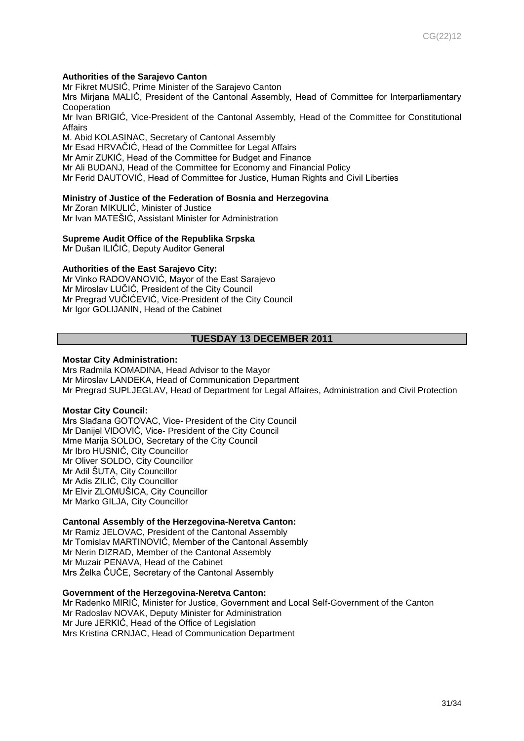**Authorities of the Sarajevo Canton**
Mr Fikret MUSIĆ, Prime Minister of the Sarajevo Canton
Mrs Mirjana MALIĆ, President of the Cantonal Assembly, Head of Committee for Interparliamentary Cooperation
Mr Ivan BRIGIĆ, Vice-President of the Cantonal Assembly, Head of the Committee for Constitutional Affairs
M. Abid KOLASINAC, Secretary of Cantonal Assembly
Mr Esad HRVAČIĆ, Head of the Committee for Legal Affairs
Mr Amir ZUKIĆ, Head of the Committee for Budget and Finance
Mr Ali BUDANJ, Head of the Committee for Economy and Financial Policy
Mr Ferid DAUTOVIĆ, Head of Committee for Justice, Human Rights and Civil Liberties

**Ministry of Justice of the Federation of Bosnia and Herzegovina**
Mr Zoran MIKULIĆ, Minister of Justice
Mr Ivan MATEŠIĆ, Assistant Minister for Administration

**Supreme Audit Office of the Republika Srpska**
Mr Dušan ILIČIĆ, Deputy Auditor General

**Authorities of the East Sarajevo City:**
Mr Vinko RADOVANOVIĆ, Mayor of the East Sarajevo
Mr Miroslav LUČIĆ, President of the City Council
Mr Pregrad VUČIĆEVIĆ, Vice-President of the City Council
Mr Igor GOLIJANIN, Head of the Cabinet

## TUESDAY 13 DECEMBER 2011

**Mostar City Administration:**
Mrs Radmila KOMADINA, Head Advisor to the Mayor
Mr Miroslav LANDEKA, Head of Communication Department
Mr Pregrad SUPLJEGLAV, Head of Department for Legal Affaires, Administration and Civil Protection

**Mostar City Council:**
Mrs Slađana GOTOVAC, Vice- President of the City Council
Mr Danijel VIDOVIĆ, Vice- President of the City Council
Mme Marija SOLDO, Secretary of the City Council
Mr Ibro HUSNIĆ, City Councillor
Mr Oliver SOLDO, City Councillor
Mr Adil ŠUTA, City Councillor
Mr Adis ZILIĆ, City Councillor
Mr Elvir ZLOMUŠICA, City Councillor
Mr Marko GILJA, City Councillor

**Cantonal Assembly of the Herzegovina-Neretva Canton:**
Mr Ramiz JELOVAC, President of the Cantonal Assembly
Mr Tomislav MARTINOVIĆ, Member of the Cantonal Assembly
Mr Nerin DIZRAD, Member of the Cantonal Assembly
Mr Muzair PENAVA, Head of the Cabinet
Mrs Željka ČUČE, Secretary of the Cantonal Assembly

**Government of the Herzegovina-Neretva Canton:**
Mr Radenko MIRIĆ, Minister for Justice, Government and Local Self-Government of the Canton
Mr Radoslav NOVAK, Deputy Minister for Administration
Mr Jure JERKIĆ, Head of the Office of Legislation
Mrs Kristina CRNJAC, Head of Communication Department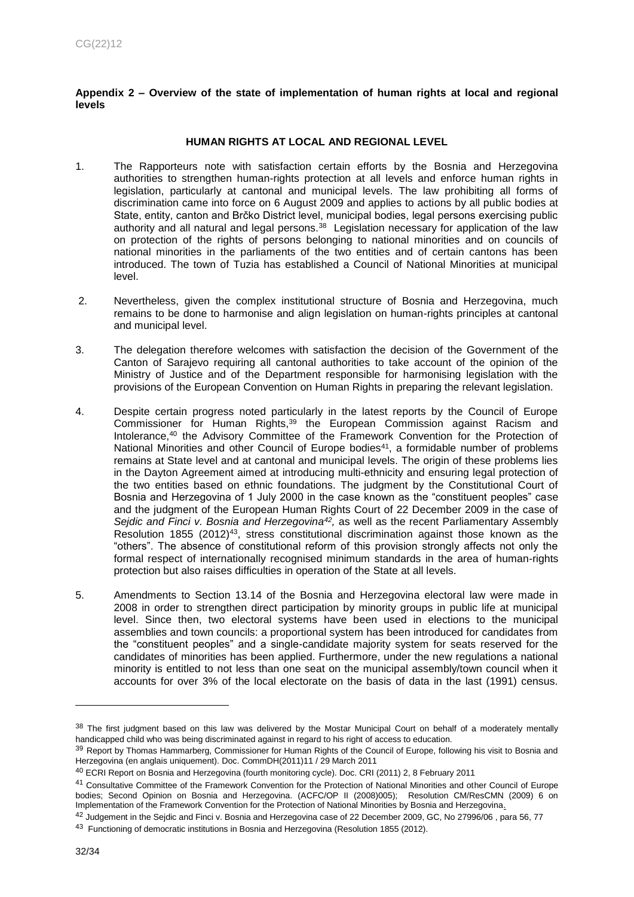**Appendix 2 – Overview of the state of implementation of human rights at local and regional levels**

**HUMAN RIGHTS AT LOCAL AND REGIONAL LEVEL**

1. The Rapporteurs note with satisfaction certain efforts by the Bosnia and Herzegovina authorities to strengthen human-rights protection at all levels and enforce human rights in legislation, particularly at cantonal and municipal levels. The law prohibiting all forms of discrimination came into force on 6 August 2009 and applies to actions by all public bodies at State, entity, canton and Brčko District level, municipal bodies, legal persons exercising public authority and all natural and legal persons.[38] Legislation necessary for application of the law on protection of the rights of persons belonging to national minorities and on councils of national minorities in the parliaments of the two entities and of certain cantons has been introduced. The town of Tuzia has established a Council of National Minorities at municipal level.

2. Nevertheless, given the complex institutional structure of Bosnia and Herzegovina, much remains to be done to harmonise and align legislation on human-rights principles at cantonal and municipal level.

3. The delegation therefore welcomes with satisfaction the decision of the Government of the Canton of Sarajevo requiring all cantonal authorities to take account of the opinion of the Ministry of Justice and of the Department responsible for harmonising legislation with the provisions of the European Convention on Human Rights in preparing the relevant legislation.

4. Despite certain progress noted particularly in the latest reports by the Council of Europe Commissioner for Human Rights,[39] the European Commission against Racism and Intolerance,[40] the Advisory Committee of the Framework Convention for the Protection of National Minorities and other Council of Europe bodies[41], a formidable number of problems remains at State level and at cantonal and municipal levels. The origin of these problems lies in the Dayton Agreement aimed at introducing multi-ethnicity and ensuring legal protection of the two entities based on ethnic foundations. The judgment by the Constitutional Court of Bosnia and Herzegovina of 1 July 2000 in the case known as the "constituent peoples" case and the judgment of the European Human Rights Court of 22 December 2009 in the case of *Sejdic and Finci v. Bosnia and Herzegovina*[42], as well as the recent Parliamentary Assembly Resolution 1855 (2012)[43], stress constitutional discrimination against those known as the "others". The absence of constitutional reform of this provision strongly affects not only the formal respect of internationally recognised minimum standards in the area of human-rights protection but also raises difficulties in operation of the State at all levels.

5. Amendments to Section 13.14 of the Bosnia and Herzegovina electoral law were made in 2008 in order to strengthen direct participation by minority groups in public life at municipal level. Since then, two electoral systems have been used in elections to the municipal assemblies and town councils: a proportional system has been introduced for candidates from the "constituent peoples" and a single-candidate majority system for seats reserved for the candidates of minorities has been applied. Furthermore, under the new regulations a national minority is entitled to not less than one seat on the municipal assembly/town council when it accounts for over 3% of the local electorate on the basis of data in the last (1991) census.

---

[38] The first judgment based on this law was delivered by the Mostar Municipal Court on behalf of a moderately mentally handicapped child who was being discriminated against in regard to his right of access to education.

[39] Report by Thomas Hammarberg, Commissioner for Human Rights of the Council of Europe, following his visit to Bosnia and Herzegovina (en anglais uniquement). Doc. CommDH(2011)11 / 29 March 2011

[40] ECRI Report on Bosnia and Herzegovina (fourth monitoring cycle). Doc. CRI (2011) 2, 8 February 2011

[41] Consultative Committee of the Framework Convention for the Protection of National Minorities and other Council of Europe bodies; Second Opinion on Bosnia and Herzegovina. (ACFC/OP II (2008)005); Resolution CM/ResCMN (2009) 6 on Implementation of the Framework Convention for the Protection of National Minorities by Bosnia and Herzegovina.

[42] Judgement in the Sejdic and Finci v. Bosnia and Herzegovina case of 22 December 2009, GC, No 27996/06 , para 56, 77

[43] Functioning of democratic institutions in Bosnia and Herzegovina (Resolution 1855 (2012).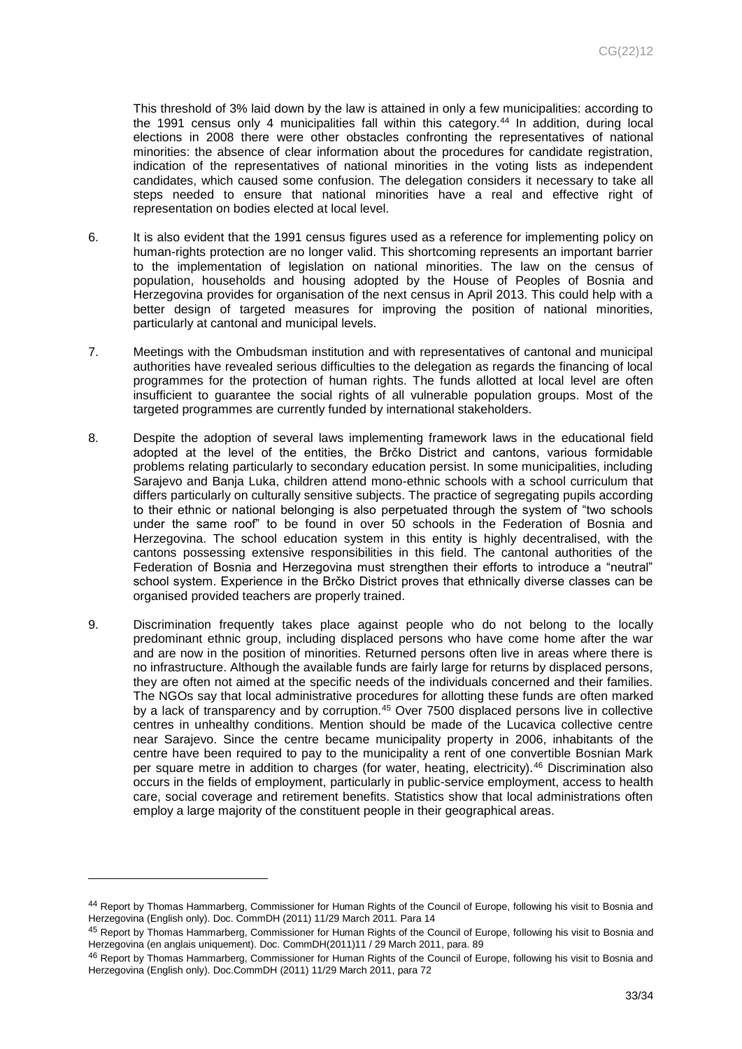This threshold of 3% laid down by the law is attained in only a few municipalities: according to the 1991 census only 4 municipalities fall within this category.[44] In addition, during local elections in 2008 there were other obstacles confronting the representatives of national minorities: the absence of clear information about the procedures for candidate registration, indication of the representatives of national minorities in the voting lists as independent candidates, which caused some confusion. The delegation considers it necessary to take all steps needed to ensure that national minorities have a real and effective right of representation on bodies elected at local level.

6. It is also evident that the 1991 census figures used as a reference for implementing policy on human-rights protection are no longer valid. This shortcoming represents an important barrier to the implementation of legislation on national minorities. The law on the census of population, households and housing adopted by the House of Peoples of Bosnia and Herzegovina provides for organisation of the next census in April 2013. This could help with a better design of targeted measures for improving the position of national minorities, particularly at cantonal and municipal levels.

7. Meetings with the Ombudsman institution and with representatives of cantonal and municipal authorities have revealed serious difficulties to the delegation as regards the financing of local programmes for the protection of human rights. The funds allotted at local level are often insufficient to guarantee the social rights of all vulnerable population groups. Most of the targeted programmes are currently funded by international stakeholders.

8. Despite the adoption of several laws implementing framework laws in the educational field adopted at the level of the entities, the Brčko District and cantons, various formidable problems relating particularly to secondary education persist. In some municipalities, including Sarajevo and Banja Luka, children attend mono-ethnic schools with a school curriculum that differs particularly on culturally sensitive subjects. The practice of segregating pupils according to their ethnic or national belonging is also perpetuated through the system of "two schools under the same roof" to be found in over 50 schools in the Federation of Bosnia and Herzegovina. The school education system in this entity is highly decentralised, with the cantons possessing extensive responsibilities in this field. The cantonal authorities of the Federation of Bosnia and Herzegovina must strengthen their efforts to introduce a "neutral" school system. Experience in the Brčko District proves that ethnically diverse classes can be organised provided teachers are properly trained.

9. Discrimination frequently takes place against people who do not belong to the locally predominant ethnic group, including displaced persons who have come home after the war and are now in the position of minorities. Returned persons often live in areas where there is no infrastructure. Although the available funds are fairly large for returns by displaced persons, they are often not aimed at the specific needs of the individuals concerned and their families. The NGOs say that local administrative procedures for allotting these funds are often marked by a lack of transparency and by corruption.[45] Over 7500 displaced persons live in collective centres in unhealthy conditions. Mention should be made of the Lucavica collective centre near Sarajevo. Since the centre became municipality property in 2006, inhabitants of the centre have been required to pay to the municipality a rent of one convertible Bosnian Mark per square metre in addition to charges (for water, heating, electricity).[46] Discrimination also occurs in the fields of employment, particularly in public-service employment, access to health care, social coverage and retirement benefits. Statistics show that local administrations often employ a large majority of the constituent people in their geographical areas.

---

[44] Report by Thomas Hammarberg, Commissioner for Human Rights of the Council of Europe, following his visit to Bosnia and Herzegovina (English only). Doc. CommDH (2011) 11/29 March 2011. Para 14

[45] Report by Thomas Hammarberg, Commissioner for Human Rights of the Council of Europe, following his visit to Bosnia and Herzegovina (en anglais uniquement). Doc. CommDH(2011)11 / 29 March 2011, para. 89

[46] Report by Thomas Hammarberg, Commissioner for Human Rights of the Council of Europe, following his visit to Bosnia and Herzegovina (English only). Doc.CommDH (2011) 11/29 March 2011, para 72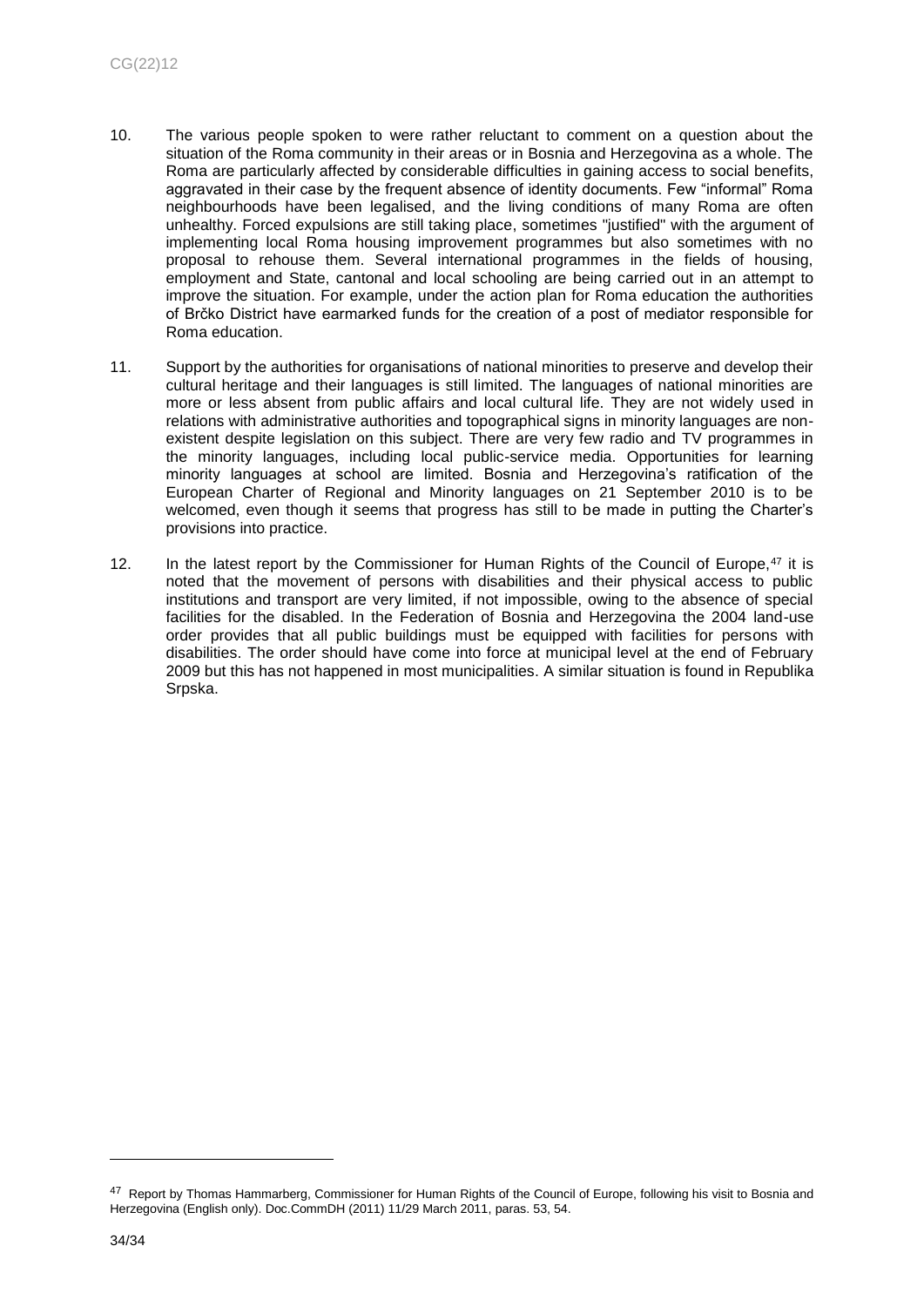10. The various people spoken to were rather reluctant to comment on a question about the situation of the Roma community in their areas or in Bosnia and Herzegovina as a whole. The Roma are particularly affected by considerable difficulties in gaining access to social benefits, aggravated in their case by the frequent absence of identity documents. Few "informal" Roma neighbourhoods have been legalised, and the living conditions of many Roma are often unhealthy. Forced expulsions are still taking place, sometimes "justified" with the argument of implementing local Roma housing improvement programmes but also sometimes with no proposal to rehouse them. Several international programmes in the fields of housing, employment and State, cantonal and local schooling are being carried out in an attempt to improve the situation. For example, under the action plan for Roma education the authorities of Brčko District have earmarked funds for the creation of a post of mediator responsible for Roma education.

11. Support by the authorities for organisations of national minorities to preserve and develop their cultural heritage and their languages is still limited. The languages of national minorities are more or less absent from public affairs and local cultural life. They are not widely used in relations with administrative authorities and topographical signs in minority languages are non-existent despite legislation on this subject. There are very few radio and TV programmes in the minority languages, including local public-service media. Opportunities for learning minority languages at school are limited. Bosnia and Herzegovina's ratification of the European Charter of Regional and Minority languages on 21 September 2010 is to be welcomed, even though it seems that progress has still to be made in putting the Charter's provisions into practice.

12. In the latest report by the Commissioner for Human Rights of the Council of Europe,[47] it is noted that the movement of persons with disabilities and their physical access to public institutions and transport are very limited, if not impossible, owing to the absence of special facilities for the disabled. In the Federation of Bosnia and Herzegovina the 2004 land-use order provides that all public buildings must be equipped with facilities for persons with disabilities. The order should have come into force at municipal level at the end of February 2009 but this has not happened in most municipalities. A similar situation is found in Republika Srpska.

---

[47] Report by Thomas Hammarberg, Commissioner for Human Rights of the Council of Europe, following his visit to Bosnia and Herzegovina (English only). Doc.CommDH (2011) 11/29 March 2011, paras. 53, 54.